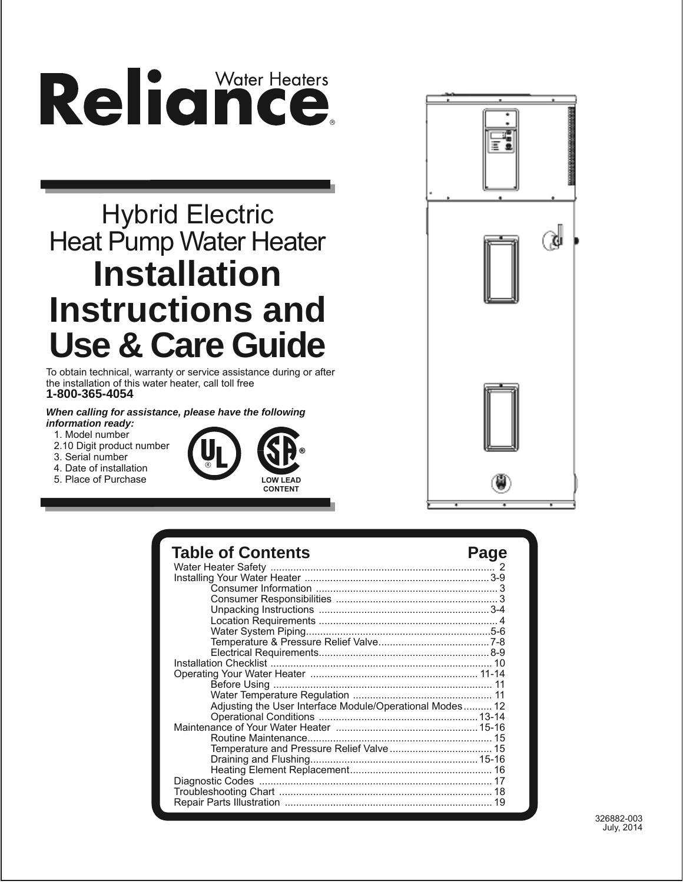# Reliance® Water Heaters

## Hybrid Electric Heat Pump Water Heater

# Installation Instructions and Use & Care Guide

To obtain technical, warranty or service assistance during or after the installation of this water heater, call toll free
**1-800-365-4054**

***When calling for assistance, please have the following information ready:***

1. Model number
2. 10 Digit product number
3. Serial number
4. Date of installation
5. Place of Purchase

LOW LEAD CONTENT

| Table of Contents | Page |
|---|---|
| Water Heater Safety | 2 |
| Installing Your Water Heater | 3-9 |
| Consumer Information | 3 |
| Consumer Responsibilities | 3 |
| Unpacking Instructions | 3-4 |
| Location Requirements | 4 |
| Water System Piping | 5-6 |
| Temperature & Pressure Relief Valve | 7-8 |
| Electrical Requirements | 8-9 |
| Installation Checklist | 10 |
| Operating Your Water Heater | 11-14 |
| Before Using | 11 |
| Water Temperature Regulation | 11 |
| Adjusting the User Interface Module/Operational Modes | 12 |
| Operational Conditions | 13-14 |
| Maintenance of Your Water Heater | 15-16 |
| Routine Maintenance | 15 |
| Temperature and Pressure Relief Valve | 15 |
| Draining and Flushing | 15-16 |
| Heating Element Replacement | 16 |
| Diagnostic Codes | 17 |
| Troubleshooting Chart | 18 |
| Repair Parts Illustration | 19 |

326882-003
July, 2014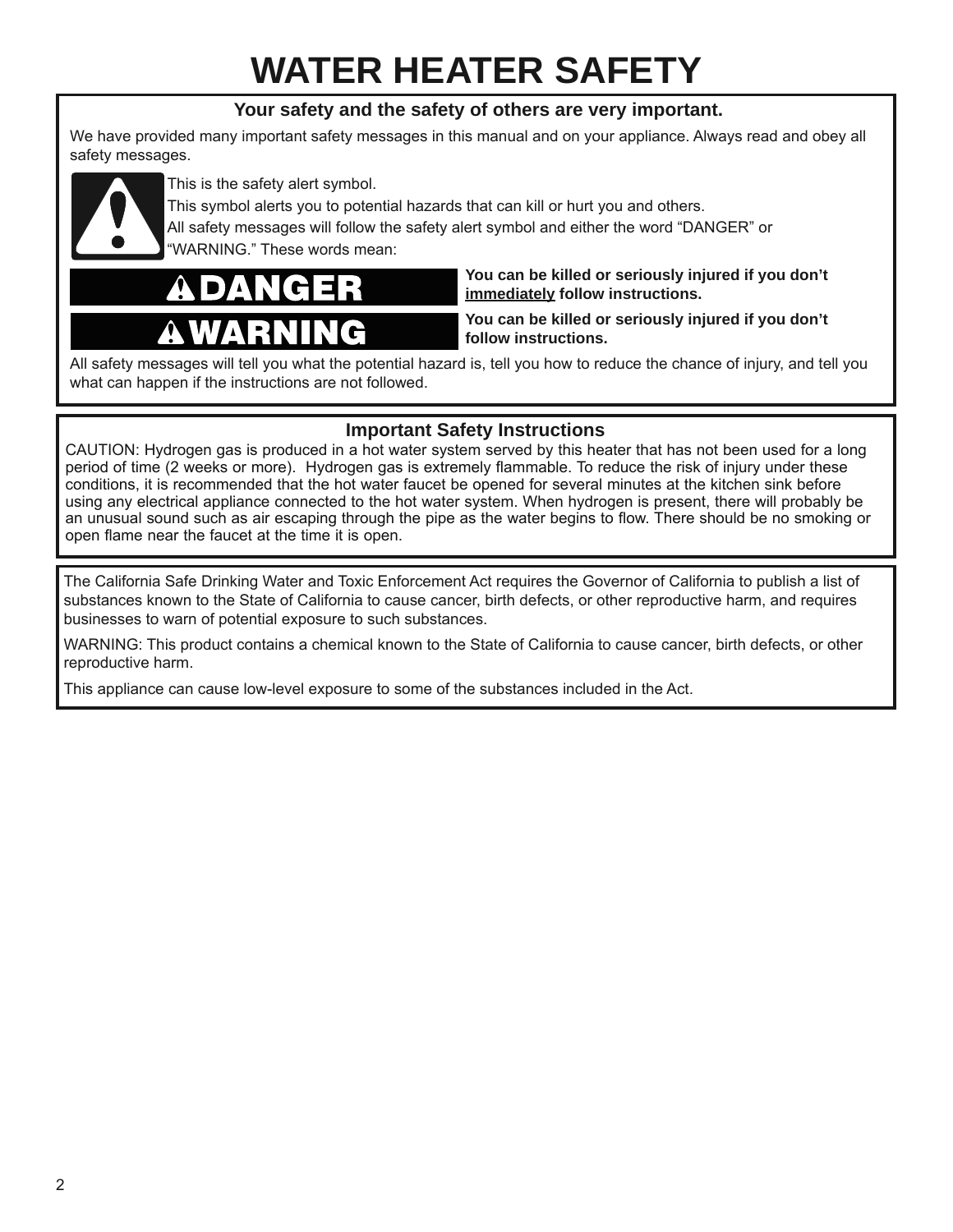# WATER HEATER SAFETY

**Your safety and the safety of others are very important.**

We have provided many important safety messages in this manual and on your appliance. Always read and obey all safety messages.

This is the safety alert symbol.

This symbol alerts you to potential hazards that can kill or hurt you and others.

All safety messages will follow the safety alert symbol and either the word “DANGER” or “WARNING.” These words mean:

| | |
|---|---|
| **⚠DANGER** | **You can be killed or seriously injured if you don’t immediately follow instructions.** |
| **⚠WARNING** | **You can be killed or seriously injured if you don’t follow instructions.** |

All safety messages will tell you what the potential hazard is, tell you how to reduce the chance of injury, and tell you what can happen if the instructions are not followed.

## Important Safety Instructions

CAUTION: Hydrogen gas is produced in a hot water system served by this heater that has not been used for a long period of time (2 weeks or more). Hydrogen gas is extremely flammable. To reduce the risk of injury under these conditions, it is recommended that the hot water faucet be opened for several minutes at the kitchen sink before using any electrical appliance connected to the hot water system. When hydrogen is present, there will probably be an unusual sound such as air escaping through the pipe as the water begins to flow. There should be no smoking or open flame near the faucet at the time it is open.

The California Safe Drinking Water and Toxic Enforcement Act requires the Governor of California to publish a list of substances known to the State of California to cause cancer, birth defects, or other reproductive harm, and requires businesses to warn of potential exposure to such substances.

WARNING: This product contains a chemical known to the State of California to cause cancer, birth defects, or other reproductive harm.

This appliance can cause low-level exposure to some of the substances included in the Act.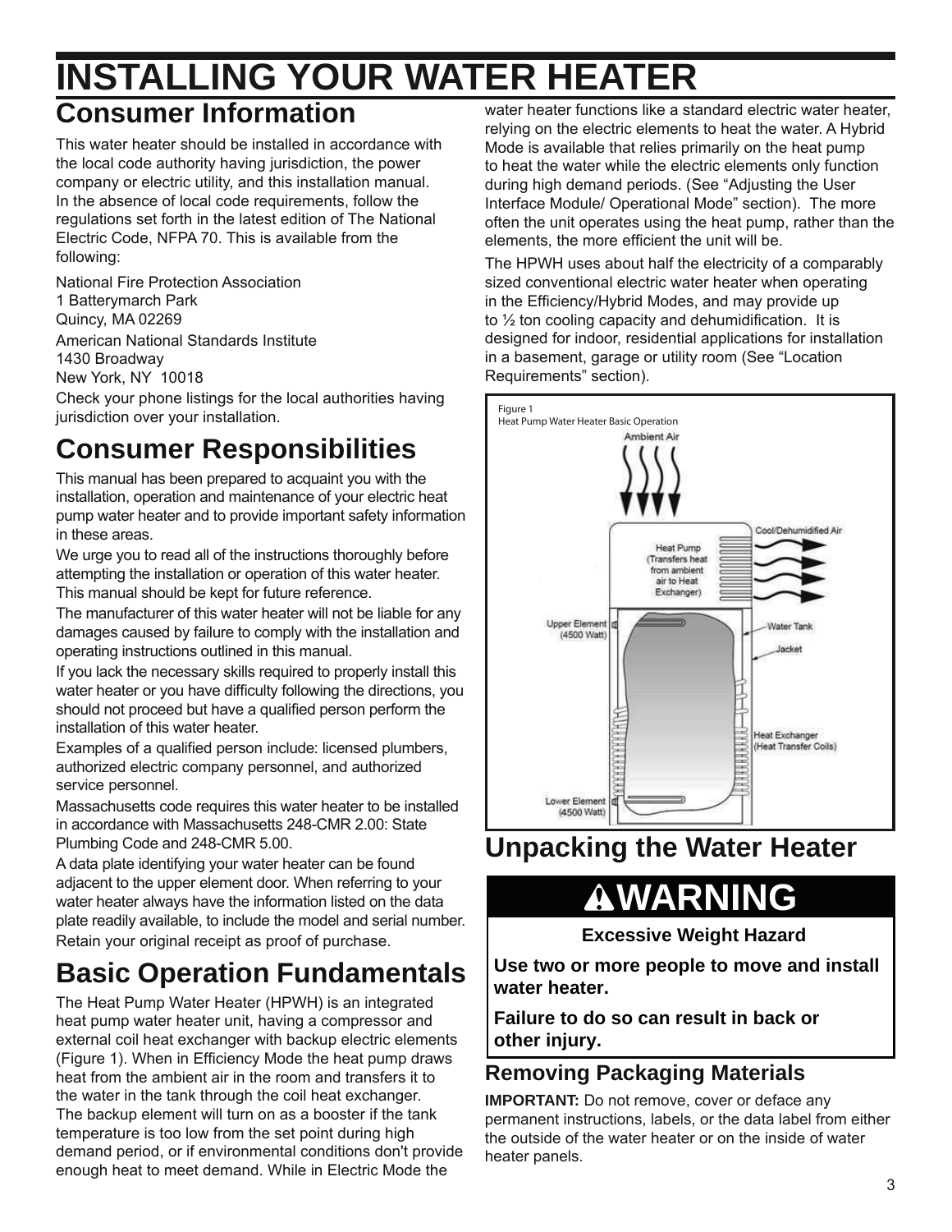# INSTALLING YOUR WATER HEATER

## Consumer Information

This water heater should be installed in accordance with the local code authority having jurisdiction, the power company or electric utility, and this installation manual. In the absence of local code requirements, follow the regulations set forth in the latest edition of The National Electric Code, NFPA 70. This is available from the following:

National Fire Protection Association
1 Batterymarch Park
Quincy, MA 02269

American National Standards Institute
1430 Broadway
New York, NY 10018

Check your phone listings for the local authorities having jurisdiction over your installation.

## Consumer Responsibilities

This manual has been prepared to acquaint you with the installation, operation and maintenance of your electric heat pump water heater and to provide important safety information in these areas.

We urge you to read all of the instructions thoroughly before attempting the installation or operation of this water heater. This manual should be kept for future reference.

The manufacturer of this water heater will not be liable for any damages caused by failure to comply with the installation and operating instructions outlined in this manual.

If you lack the necessary skills required to properly install this water heater or you have difficulty following the directions, you should not proceed but have a qualified person perform the installation of this water heater.

Examples of a qualified person include: licensed plumbers, authorized electric company personnel, and authorized service personnel.

Massachusetts code requires this water heater to be installed in accordance with Massachusetts 248-CMR 2.00: State Plumbing Code and 248-CMR 5.00.

A data plate identifying your water heater can be found adjacent to the upper element door. When referring to your water heater always have the information listed on the data plate readily available, to include the model and serial number.

Retain your original receipt as proof of purchase.

## Basic Operation Fundamentals

The Heat Pump Water Heater (HPWH) is an integrated heat pump water heater unit, having a compressor and external coil heat exchanger with backup electric elements (Figure 1). When in Efficiency Mode the heat pump draws heat from the ambient air in the room and transfers it to the water in the tank through the coil heat exchanger. The backup element will turn on as a booster if the tank temperature is too low from the set point during high demand period, or if environmental conditions don't provide enough heat to meet demand. While in Electric Mode the water heater functions like a standard electric water heater, relying on the electric elements to heat the water. A Hybrid Mode is available that relies primarily on the heat pump to heat the water while the electric elements only function during high demand periods. (See "Adjusting the User Interface Module/ Operational Mode" section). The more often the unit operates using the heat pump, rather than the elements, the more efficient the unit will be.

The HPWH uses about half the electricity of a comparably sized conventional electric water heater when operating in the Efficiency/Hybrid Modes, and may provide up to ½ ton cooling capacity and dehumidification. It is designed for indoor, residential applications for installation in a basement, garage or utility room (See "Location Requirements" section).

Figure 1
Heat Pump Water Heater Basic Operation

Ambient Air; Cool/Dehumidified Air; Heat Pump (Transfers heat from ambient air to Heat Exchanger); Upper Element (4500 Watt); Water Tank; Jacket; Heat Exchanger (Heat Transfer Coils); Lower Element (4500 Watt)

## Unpacking the Water Heater

**⚠WARNING**

**Excessive Weight Hazard**

**Use two or more people to move and install water heater.**

**Failure to do so can result in back or other injury.**

### Removing Packaging Materials

**IMPORTANT:** Do not remove, cover or deface any permanent instructions, labels, or the data label from either the outside of the water heater or on the inside of water heater panels.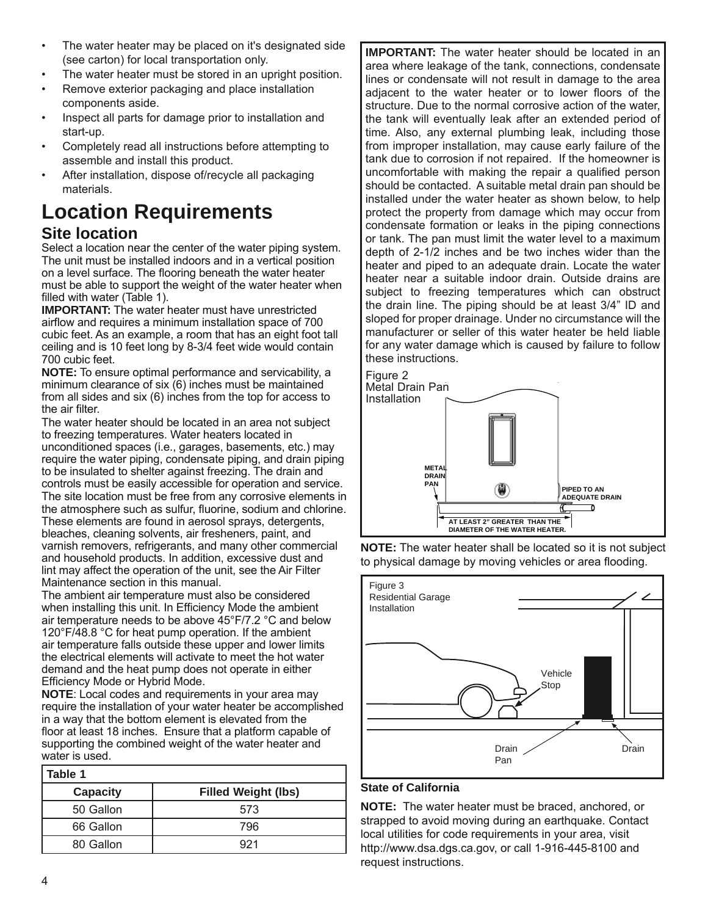- The water heater may be placed on it's designated side (see carton) for local transportation only.
- The water heater must be stored in an upright position.
- Remove exterior packaging and place installation components aside.
- Inspect all parts for damage prior to installation and start-up.
- Completely read all instructions before attempting to assemble and install this product.
- After installation, dispose of/recycle all packaging materials.

# Location Requirements

## Site location

Select a location near the center of the water piping system. The unit must be installed indoors and in a vertical position on a level surface. The flooring beneath the water heater must be able to support the weight of the water heater when filled with water (Table 1).

**IMPORTANT:** The water heater must have unrestricted airflow and requires a minimum installation space of 700 cubic feet. As an example, a room that has an eight foot tall ceiling and is 10 feet long by 8-3/4 feet wide would contain 700 cubic feet.

**NOTE:** To ensure optimal performance and servicability, a minimum clearance of six (6) inches must be maintained from all sides and six (6) inches from the top for access to the air filter.

The water heater should be located in an area not subject to freezing temperatures. Water heaters located in unconditioned spaces (i.e., garages, basements, etc.) may require the water piping, condensate piping, and drain piping to be insulated to shelter against freezing. The drain and controls must be easily accessible for operation and service. The site location must be free from any corrosive elements in the atmosphere such as sulfur, fluorine, sodium and chlorine. These elements are found in aerosol sprays, detergents, bleaches, cleaning solvents, air fresheners, paint, and varnish removers, refrigerants, and many other commercial and household products. In addition, excessive dust and lint may affect the operation of the unit, see the Air Filter Maintenance section in this manual.

The ambient air temperature must also be considered when installing this unit. In Efficiency Mode the ambient air temperature needs to be above 45°F/7.2 °C and below 120°F/48.8 °C for heat pump operation. If the ambient air temperature falls outside these upper and lower limits the electrical elements will activate to meet the hot water demand and the heat pump does not operate in either Efficiency Mode or Hybrid Mode.

**NOTE**: Local codes and requirements in your area may require the installation of your water heater be accomplished in a way that the bottom element is elevated from the floor at least 18 inches. Ensure that a platform capable of supporting the combined weight of the water heater and water is used.

**Table 1**

| Capacity | Filled Weight (lbs) |
|---|---|
| 50 Gallon | 573 |
| 66 Gallon | 796 |
| 80 Gallon | 921 |

**IMPORTANT:** The water heater should be located in an area where leakage of the tank, connections, condensate lines or condensate will not result in damage to the area adjacent to the water heater or to lower floors of the structure. Due to the normal corrosive action of the water, the tank will eventually leak after an extended period of time. Also, any external plumbing leak, including those from improper installation, may cause early failure of the tank due to corrosion if not repaired. If the homeowner is uncomfortable with making the repair a qualified person should be contacted. A suitable metal drain pan should be installed under the water heater as shown below, to help protect the property from damage which may occur from condensate formation or leaks in the piping connections or tank. The pan must limit the water level to a maximum depth of 2-1/2 inches and be two inches wider than the heater and piped to an adequate drain. Locate the water heater near a suitable indoor drain. Outside drains are subject to freezing temperatures which can obstruct the drain line. The piping should be at least 3/4" ID and sloped for proper drainage. Under no circumstance will the manufacturer or seller of this water heater be held liable for any water damage which is caused by failure to follow these instructions.

Figure 2
Metal Drain Pan Installation

METAL DRAIN PAN

PIPED TO AN ADEQUATE DRAIN

AT LEAST 2" GREATER THAN THE DIAMETER OF THE WATER HEATER.

**NOTE:** The water heater shall be located so it is not subject to physical damage by moving vehicles or area flooding.

Figure 3
Residential Garage Installation

Vehicle Stop

Drain Pan

Drain

**State of California**

**NOTE:** The water heater must be braced, anchored, or strapped to avoid moving during an earthquake. Contact local utilities for code requirements in your area, visit http://www.dsa.dgs.ca.gov, or call 1-916-445-8100 and request instructions.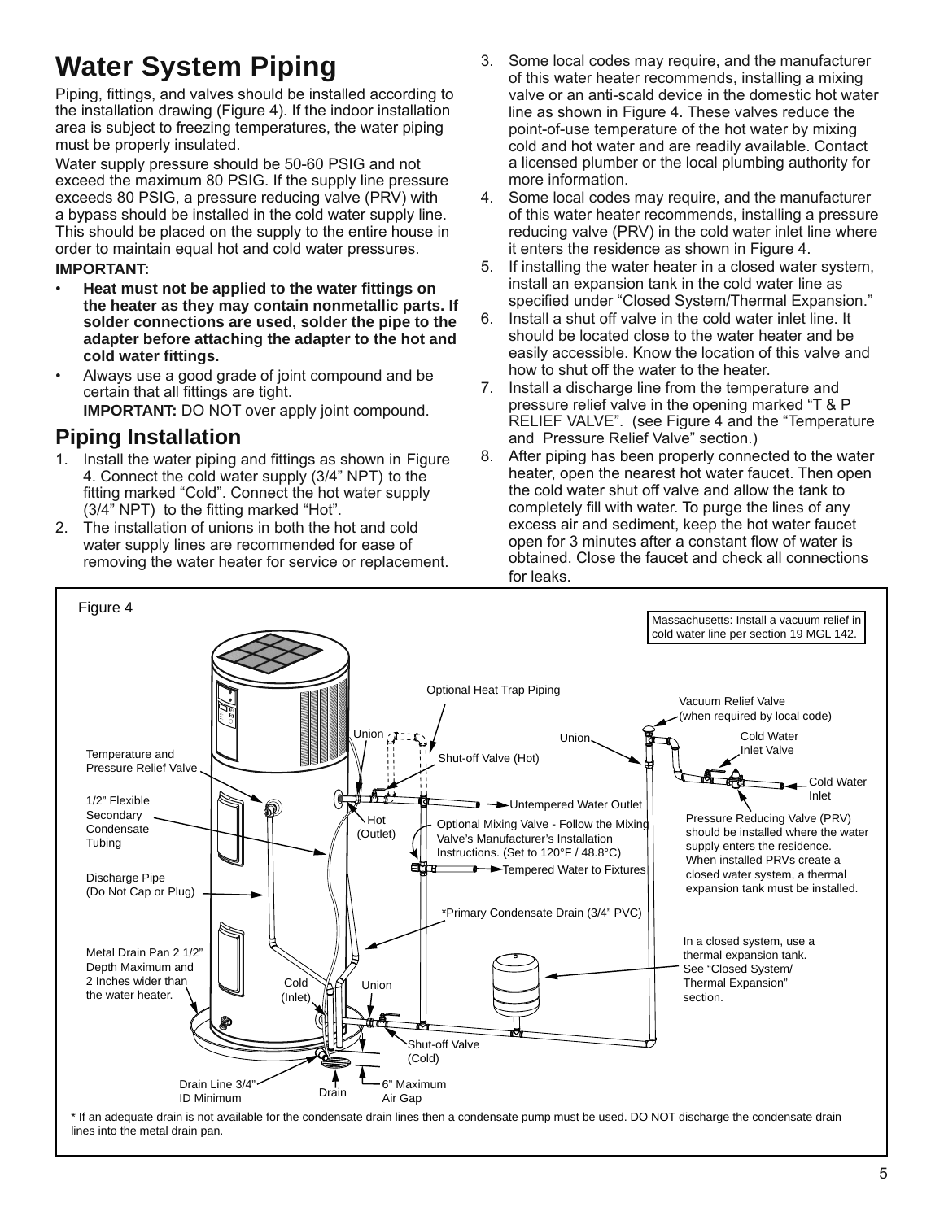# Water System Piping

Piping, fittings, and valves should be installed according to the installation drawing (Figure 4). If the indoor installation area is subject to freezing temperatures, the water piping must be properly insulated.

Water supply pressure should be 50-60 PSIG and not exceed the maximum 80 PSIG. If the supply line pressure exceeds 80 PSIG, a pressure reducing valve (PRV) with a bypass should be installed in the cold water supply line. This should be placed on the supply to the entire house in order to maintain equal hot and cold water pressures.

**IMPORTANT:**

- **Heat must not be applied to the water fittings on the heater as they may contain nonmetallic parts. If solder connections are used, solder the pipe to the adapter before attaching the adapter to the hot and cold water fittings.**
- Always use a good grade of joint compound and be certain that all fittings are tight.
  **IMPORTANT:** DO NOT over apply joint compound.

## Piping Installation

1. Install the water piping and fittings as shown in Figure 4. Connect the cold water supply (3/4" NPT) to the fitting marked "Cold". Connect the hot water supply (3/4" NPT) to the fitting marked "Hot".
2. The installation of unions in both the hot and cold water supply lines are recommended for ease of removing the water heater for service or replacement.
3. Some local codes may require, and the manufacturer of this water heater recommends, installing a mixing valve or an anti-scald device in the domestic hot water line as shown in Figure 4. These valves reduce the point-of-use temperature of the hot water by mixing cold and hot water and are readily available. Contact a licensed plumber or the local plumbing authority for more information.
4. Some local codes may require, and the manufacturer of this water heater recommends, installing a pressure reducing valve (PRV) in the cold water inlet line where it enters the residence as shown in Figure 4.
5. If installing the water heater in a closed water system, install an expansion tank in the cold water line as specified under "Closed System/Thermal Expansion."
6. Install a shut off valve in the cold water inlet line. It should be located close to the water heater and be easily accessible. Know the location of this valve and how to shut off the water to the heater.
7. Install a discharge line from the temperature and pressure relief valve in the opening marked "T & P RELIEF VALVE". (see Figure 4 and the "Temperature and Pressure Relief Valve" section.)
8. After piping has been properly connected to the water heater, open the nearest hot water faucet. Then open the cold water shut off valve and allow the tank to completely fill with water. To purge the lines of any excess air and sediment, keep the hot water faucet open for 3 minutes after a constant flow of water is obtained. Close the faucet and check all connections for leaks.

Figure 4

Massachusetts: Install a vacuum relief in cold water line per section 19 MGL 142.

Optional Heat Trap Piping

Vacuum Relief Valve (when required by local code)

Union

Cold Water Inlet Valve

Temperature and Pressure Relief Valve

Shut-off Valve (Hot)

Cold Water Inlet

1/2" Flexible Secondary Condensate Tubing

Untempered Water Outlet

Hot (Outlet)

Optional Mixing Valve - Follow the Mixing Valve's Manufacturer's Installation Instructions. (Set to 120°F / 48.8°C)

Pressure Reducing Valve (PRV) should be installed where the water supply enters the residence. When installed PRVs create a closed water system, a thermal expansion tank must be installed.

Discharge Pipe (Do Not Cap or Plug)

Tempered Water to Fixtures

*Primary Condensate Drain (3/4" PVC)

Metal Drain Pan 2 1/2" Depth Maximum and 2 Inches wider than the water heater.

In a closed system, use a thermal expansion tank. See "Closed System/ Thermal Expansion" section.

Cold (Inlet)

Union

Shut-off Valve (Cold)

Drain Line 3/4" ID Minimum

Drain

6" Maximum Air Gap

\* If an adequate drain is not available for the condensate drain lines then a condensate pump must be used. DO NOT discharge the condensate drain lines into the metal drain pan.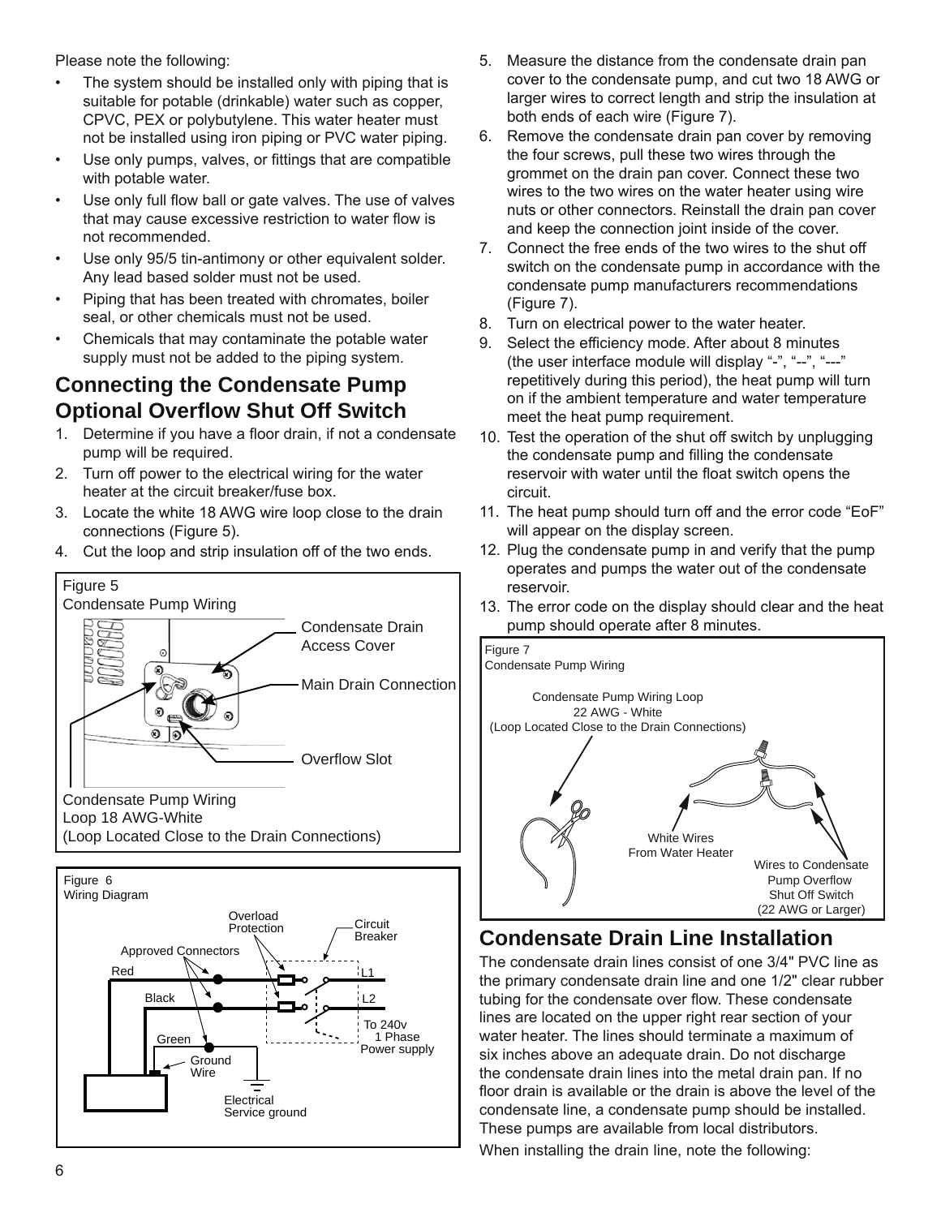Please note the following:

- The system should be installed only with piping that is suitable for potable (drinkable) water such as copper, CPVC, PEX or polybutylene. This water heater must not be installed using iron piping or PVC water piping.
- Use only pumps, valves, or fittings that are compatible with potable water.
- Use only full flow ball or gate valves. The use of valves that may cause excessive restriction to water flow is not recommended.
- Use only 95/5 tin-antimony or other equivalent solder. Any lead based solder must not be used.
- Piping that has been treated with chromates, boiler seal, or other chemicals must not be used.
- Chemicals that may contaminate the potable water supply must not be added to the piping system.

## Connecting the Condensate Pump Optional Overflow Shut Off Switch

1. Determine if you have a floor drain, if not a condensate pump will be required.
2. Turn off power to the electrical wiring for the water heater at the circuit breaker/fuse box.
3. Locate the white 18 AWG wire loop close to the drain connections (Figure 5).
4. Cut the loop and strip insulation off of the two ends.

Figure 5
Condensate Pump Wiring

Condensate Drain Access Cover
Main Drain Connection
Overflow Slot
Condensate Pump Wiring Loop 18 AWG-White (Loop Located Close to the Drain Connections)

Figure 6
Wiring Diagram

Overload Protection
Circuit Breaker
Approved Connectors
Red
Black
Green
Ground Wire
L1
L2
To 240v 1 Phase Power supply
Electrical Service ground

5. Measure the distance from the condensate drain pan cover to the condensate pump, and cut two 18 AWG or larger wires to correct length and strip the insulation at both ends of each wire (Figure 7).
6. Remove the condensate drain pan cover by removing the four screws, pull these two wires through the grommet on the drain pan cover. Connect these two wires to the two wires on the water heater using wire nuts or other connectors. Reinstall the drain pan cover and keep the connection joint inside of the cover.
7. Connect the free ends of the two wires to the shut off switch on the condensate pump in accordance with the condensate pump manufacturers recommendations (Figure 7).
8. Turn on electrical power to the water heater.
9. Select the efficiency mode. After about 8 minutes (the user interface module will display "-", "--", "---" repetitively during this period), the heat pump will turn on if the ambient temperature and water temperature meet the heat pump requirement.
10. Test the operation of the shut off switch by unplugging the condensate pump and filling the condensate reservoir with water until the float switch opens the circuit.
11. The heat pump should turn off and the error code "EoF" will appear on the display screen.
12. Plug the condensate pump in and verify that the pump operates and pumps the water out of the condensate reservoir.
13. The error code on the display should clear and the heat pump should operate after 8 minutes.

Figure 7
Condensate Pump Wiring

Condensate Pump Wiring Loop 22 AWG - White (Loop Located Close to the Drain Connections)
White Wires From Water Heater
Wires to Condensate Pump Overflow Shut Off Switch (22 AWG or Larger)

## Condensate Drain Line Installation

The condensate drain lines consist of one 3/4" PVC line as the primary condensate drain line and one 1/2" clear rubber tubing for the condensate over flow. These condensate lines are located on the upper right rear section of your water heater. The lines should terminate a maximum of six inches above an adequate drain. Do not discharge the condensate drain lines into the metal drain pan. If no floor drain is available or the drain is above the level of the condensate line, a condensate pump should be installed. These pumps are available from local distributors.

When installing the drain line, note the following: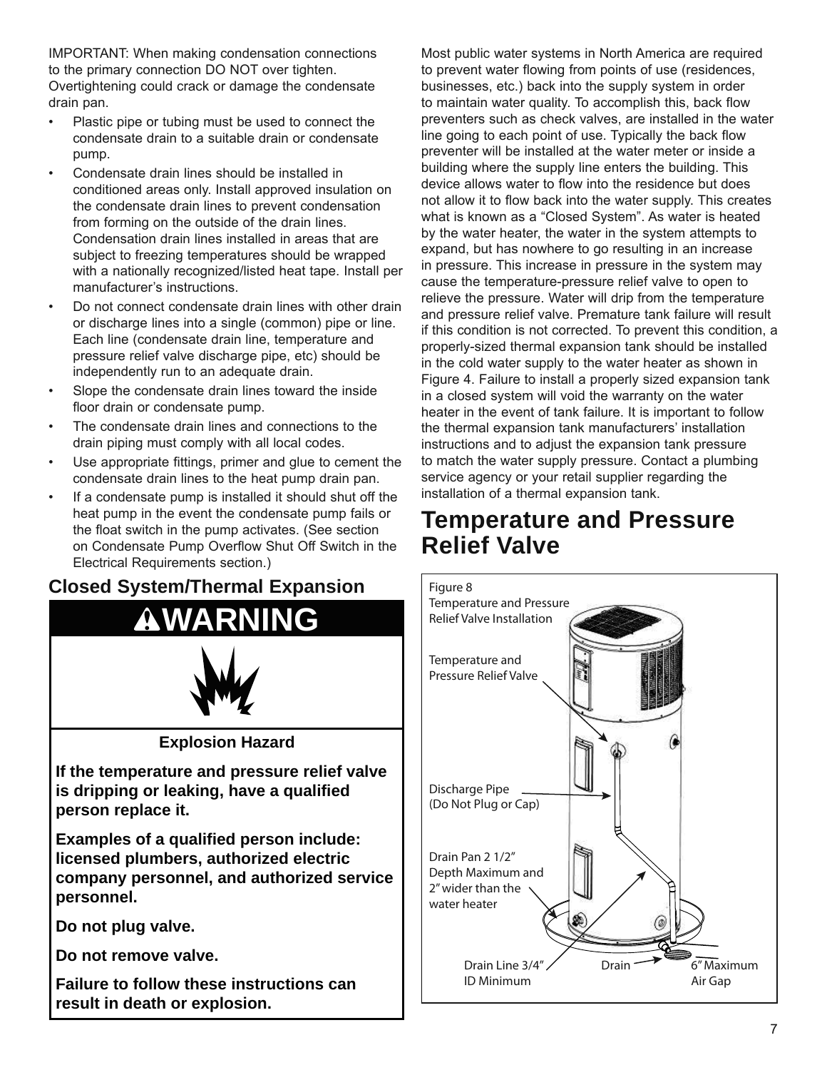IMPORTANT: When making condensation connections to the primary connection DO NOT over tighten. Overtightening could crack or damage the condensate drain pan.

- Plastic pipe or tubing must be used to connect the condensate drain to a suitable drain or condensate pump.
- Condensate drain lines should be installed in conditioned areas only. Install approved insulation on the condensate drain lines to prevent condensation from forming on the outside of the drain lines. Condensation drain lines installed in areas that are subject to freezing temperatures should be wrapped with a nationally recognized/listed heat tape. Install per manufacturer's instructions.
- Do not connect condensate drain lines with other drain or discharge lines into a single (common) pipe or line. Each line (condensate drain line, temperature and pressure relief valve discharge pipe, etc) should be independently run to an adequate drain.
- Slope the condensate drain lines toward the inside floor drain or condensate pump.
- The condensate drain lines and connections to the drain piping must comply with all local codes.
- Use appropriate fittings, primer and glue to cement the condensate drain lines to the heat pump drain pan.
- If a condensate pump is installed it should shut off the heat pump in the event the condensate pump fails or the float switch in the pump activates. (See section on Condensate Pump Overflow Shut Off Switch in the Electrical Requirements section.)

## Closed System/Thermal Expansion

**⚠WARNING**

**Explosion Hazard**

**If the temperature and pressure relief valve is dripping or leaking, have a qualified person replace it.**

**Examples of a qualified person include: licensed plumbers, authorized electric company personnel, and authorized service personnel.**

**Do not plug valve.**

**Do not remove valve.**

**Failure to follow these instructions can result in death or explosion.**

Most public water systems in North America are required to prevent water flowing from points of use (residences, businesses, etc.) back into the supply system in order to maintain water quality. To accomplish this, back flow preventers such as check valves, are installed in the water line going to each point of use. Typically the back flow preventer will be installed at the water meter or inside a building where the supply line enters the building. This device allows water to flow into the residence but does not allow it to flow back into the water supply. This creates what is known as a "Closed System". As water is heated by the water heater, the water in the system attempts to expand, but has nowhere to go resulting in an increase in pressure. This increase in pressure in the system may cause the temperature-pressure relief valve to open to relieve the pressure. Water will drip from the temperature and pressure relief valve. Premature tank failure will result if this condition is not corrected. To prevent this condition, a properly-sized thermal expansion tank should be installed in the cold water supply to the water heater as shown in Figure 4. Failure to install a properly sized expansion tank in a closed system will void the warranty on the water heater in the event of tank failure. It is important to follow the thermal expansion tank manufacturers' installation instructions and to adjust the expansion tank pressure to match the water supply pressure. Contact a plumbing service agency or your retail supplier regarding the installation of a thermal expansion tank.

## Temperature and Pressure Relief Valve

Figure 8
Temperature and Pressure Relief Valve Installation

Temperature and Pressure Relief Valve

Discharge Pipe (Do Not Plug or Cap)

Drain Pan 2 1/2" Depth Maximum and 2" wider than the water heater

Drain Line 3/4" ID Minimum

Drain

6" Maximum Air Gap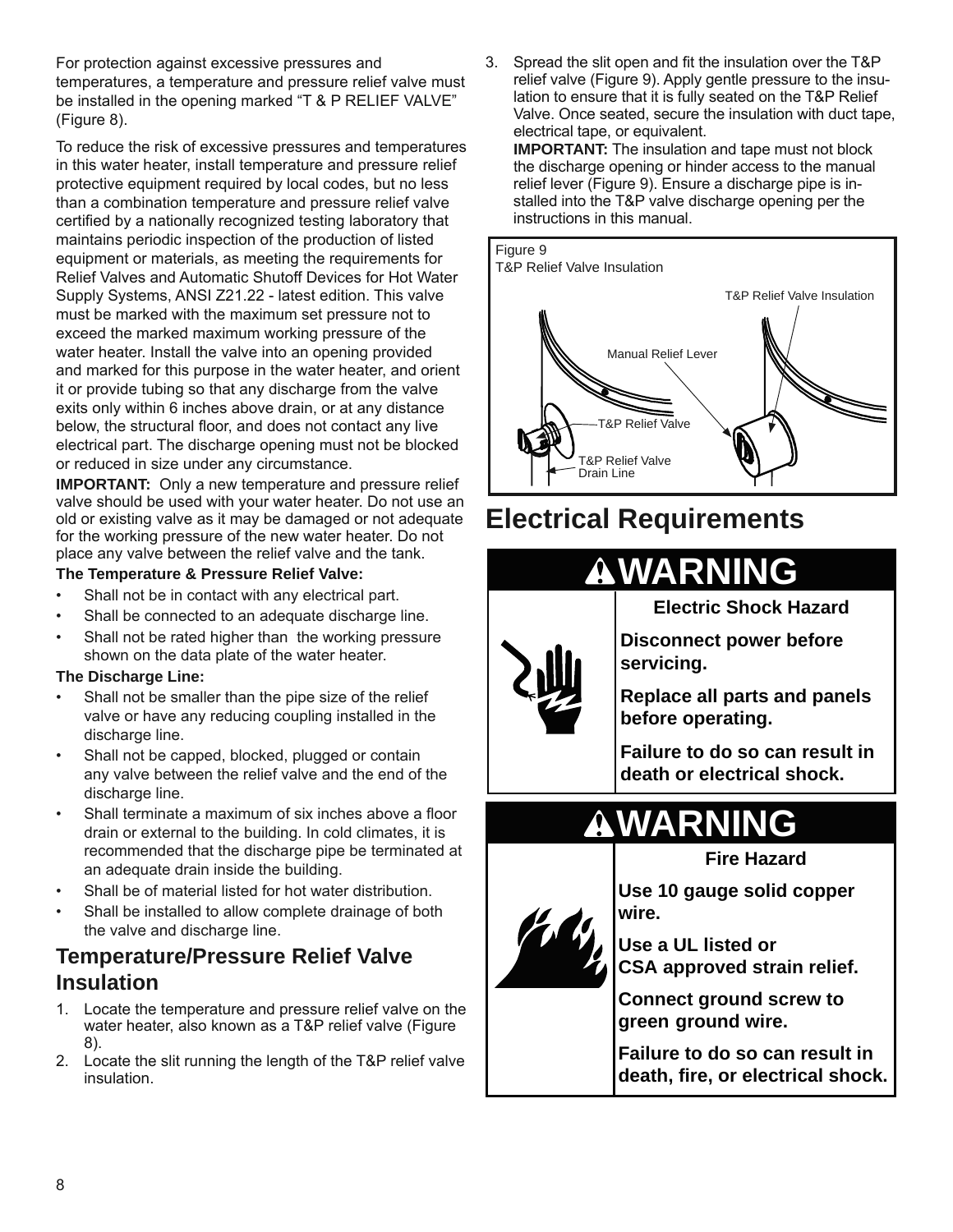For protection against excessive pressures and temperatures, a temperature and pressure relief valve must be installed in the opening marked "T & P RELIEF VALVE" (Figure 8).

To reduce the risk of excessive pressures and temperatures in this water heater, install temperature and pressure relief protective equipment required by local codes, but no less than a combination temperature and pressure relief valve certified by a nationally recognized testing laboratory that maintains periodic inspection of the production of listed equipment or materials, as meeting the requirements for Relief Valves and Automatic Shutoff Devices for Hot Water Supply Systems, ANSI Z21.22 - latest edition. This valve must be marked with the maximum set pressure not to exceed the marked maximum working pressure of the water heater. Install the valve into an opening provided and marked for this purpose in the water heater, and orient it or provide tubing so that any discharge from the valve exits only within 6 inches above drain, or at any distance below, the structural floor, and does not contact any live electrical part. The discharge opening must not be blocked or reduced in size under any circumstance.

**IMPORTANT:** Only a new temperature and pressure relief valve should be used with your water heater. Do not use an old or existing valve as it may be damaged or not adequate for the working pressure of the new water heater. Do not place any valve between the relief valve and the tank.

**The Temperature & Pressure Relief Valve:**

- Shall not be in contact with any electrical part.
- Shall be connected to an adequate discharge line.
- Shall not be rated higher than the working pressure shown on the data plate of the water heater.

**The Discharge Line:**

- Shall not be smaller than the pipe size of the relief valve or have any reducing coupling installed in the discharge line.
- Shall not be capped, blocked, plugged or contain any valve between the relief valve and the end of the discharge line.
- Shall terminate a maximum of six inches above a floor drain or external to the building. In cold climates, it is recommended that the discharge pipe be terminated at an adequate drain inside the building.
- Shall be of material listed for hot water distribution.
- Shall be installed to allow complete drainage of both the valve and discharge line.

## Temperature/Pressure Relief Valve Insulation

1. Locate the temperature and pressure relief valve on the water heater, also known as a T&P relief valve (Figure 8).
2. Locate the slit running the length of the T&P relief valve insulation.
3. Spread the slit open and fit the insulation over the T&P relief valve (Figure 9). Apply gentle pressure to the insulation to ensure that it is fully seated on the T&P Relief Valve. Once seated, secure the insulation with duct tape, electrical tape, or equivalent.
   **IMPORTANT:** The insulation and tape must not block the discharge opening or hinder access to the manual relief lever (Figure 9). Ensure a discharge pipe is installed into the T&P valve discharge opening per the instructions in this manual.

Figure 9
T&P Relief Valve Insulation

T&P Relief Valve Insulation
Manual Relief Lever
T&P Relief Valve
T&P Relief Valve Drain Line

# Electrical Requirements

**⚠WARNING**

**Electric Shock Hazard**

**Disconnect power before servicing.**

**Replace all parts and panels before operating.**

**Failure to do so can result in death or electrical shock.**

**⚠WARNING**

**Fire Hazard**

**Use 10 gauge solid copper wire.**

**Use a UL listed or CSA approved strain relief.**

**Connect ground screw to green ground wire.**

**Failure to do so can result in death, fire, or electrical shock.**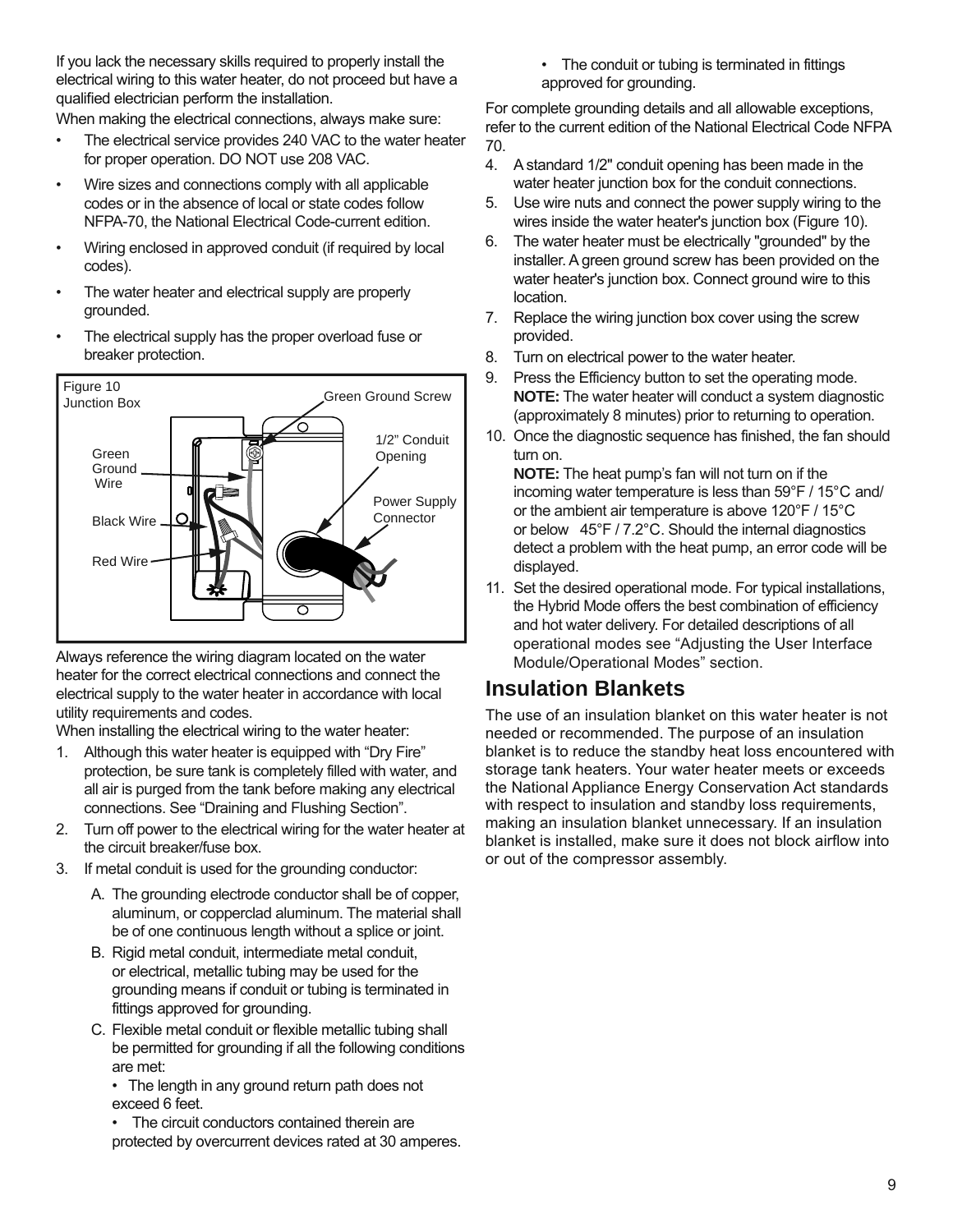If you lack the necessary skills required to properly install the electrical wiring to this water heater, do not proceed but have a qualified electrician perform the installation.

When making the electrical connections, always make sure:

- The electrical service provides 240 VAC to the water heater for proper operation. DO NOT use 208 VAC.
- Wire sizes and connections comply with all applicable codes or in the absence of local or state codes follow NFPA-70, the National Electrical Code-current edition.
- Wiring enclosed in approved conduit (if required by local codes).
- The water heater and electrical supply are properly grounded.
- The electrical supply has the proper overload fuse or breaker protection.

Figure 10
Junction Box

Green Ground Screw
Green Ground Wire
1/2" Conduit Opening
Power Supply Connector
Black Wire
Red Wire

Always reference the wiring diagram located on the water heater for the correct electrical connections and connect the electrical supply to the water heater in accordance with local utility requirements and codes.

When installing the electrical wiring to the water heater:

1. Although this water heater is equipped with "Dry Fire" protection, be sure tank is completely filled with water, and all air is purged from the tank before making any electrical connections. See "Draining and Flushing Section".
2. Turn off power to the electrical wiring for the water heater at the circuit breaker/fuse box.
3. If metal conduit is used for the grounding conductor:
   A. The grounding electrode conductor shall be of copper, aluminum, or copperclad aluminum. The material shall be of one continuous length without a splice or joint.
   B. Rigid metal conduit, intermediate metal conduit, or electrical, metallic tubing may be used for the grounding means if conduit or tubing is terminated in fittings approved for grounding.
   C. Flexible metal conduit or flexible metallic tubing shall be permitted for grounding if all the following conditions are met:
      - The length in any ground return path does not exceed 6 feet.
      - The circuit conductors contained therein are protected by overcurrent devices rated at 30 amperes.
      - The conduit or tubing is terminated in fittings approved for grounding.

   For complete grounding details and all allowable exceptions, refer to the current edition of the National Electrical Code NFPA 70.
4. A standard 1/2" conduit opening has been made in the water heater junction box for the conduit connections.
5. Use wire nuts and connect the power supply wiring to the wires inside the water heater's junction box (Figure 10).
6. The water heater must be electrically "grounded" by the installer. A green ground screw has been provided on the water heater's junction box. Connect ground wire to this location.
7. Replace the wiring junction box cover using the screw provided.
8. Turn on electrical power to the water heater.
9. Press the Efficiency button to set the operating mode. **NOTE:** The water heater will conduct a system diagnostic (approximately 8 minutes) prior to returning to operation.
10. Once the diagnostic sequence has finished, the fan should turn on.
    **NOTE:** The heat pump's fan will not turn on if the incoming water temperature is less than 59°F / 15°C and/ or the ambient air temperature is above 120°F / 15°C or below 45°F / 7.2°C. Should the internal diagnostics detect a problem with the heat pump, an error code will be displayed.
11. Set the desired operational mode. For typical installations, the Hybrid Mode offers the best combination of efficiency and hot water delivery. For detailed descriptions of all operational modes see "Adjusting the User Interface Module/Operational Modes" section.

## Insulation Blankets

The use of an insulation blanket on this water heater is not needed or recommended. The purpose of an insulation blanket is to reduce the standby heat loss encountered with storage tank heaters. Your water heater meets or exceeds the National Appliance Energy Conservation Act standards with respect to insulation and standby loss requirements, making an insulation blanket unnecessary. If an insulation blanket is installed, make sure it does not block airflow into or out of the compressor assembly.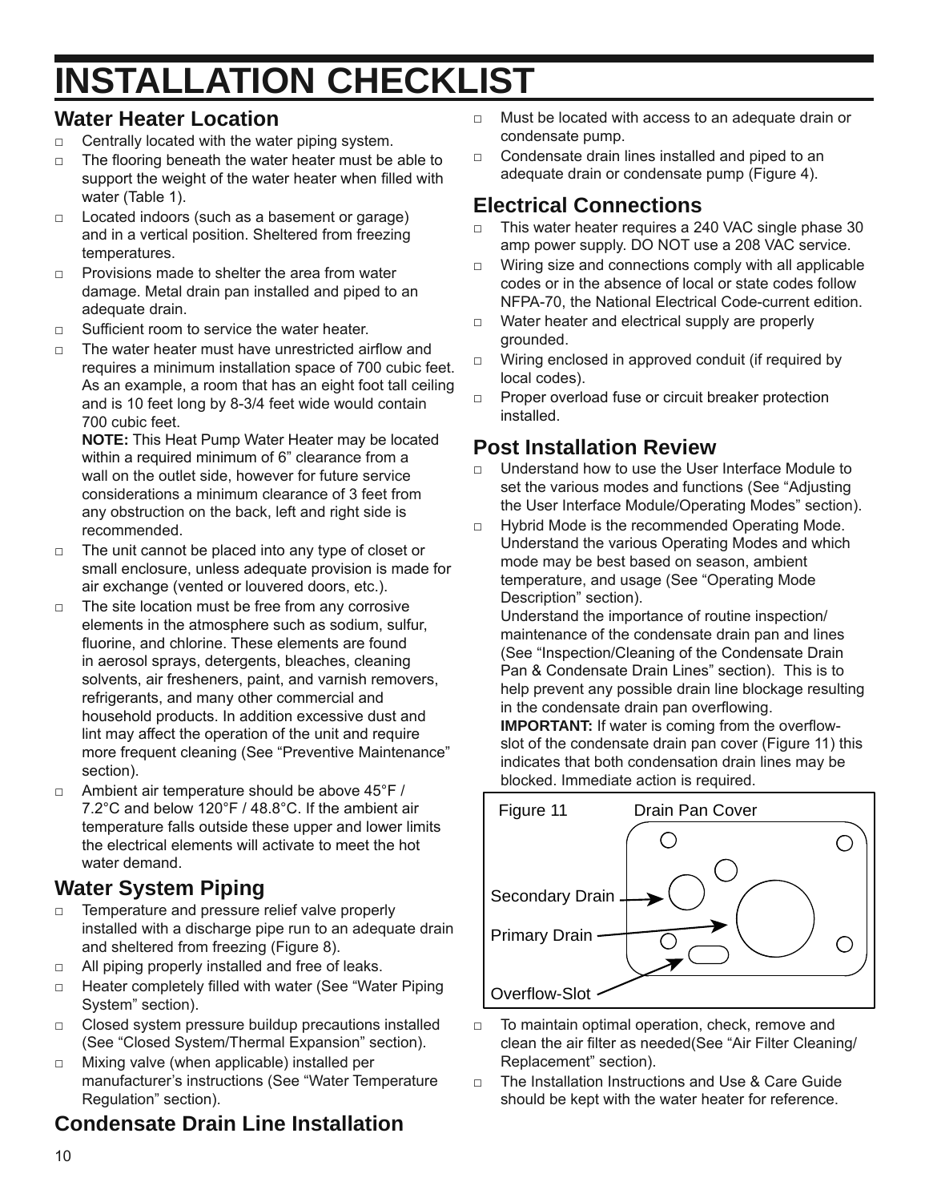# INSTALLATION CHECKLIST

## Water Heater Location

- □ Centrally located with the water piping system.
- □ The flooring beneath the water heater must be able to support the weight of the water heater when filled with water (Table 1).
- □ Located indoors (such as a basement or garage) and in a vertical position. Sheltered from freezing temperatures.
- □ Provisions made to shelter the area from water damage. Metal drain pan installed and piped to an adequate drain.
- □ Sufficient room to service the water heater.
- □ The water heater must have unrestricted airflow and requires a minimum installation space of 700 cubic feet. As an example, a room that has an eight foot tall ceiling and is 10 feet long by 8-3/4 feet wide would contain 700 cubic feet.

  **NOTE:** This Heat Pump Water Heater may be located within a required minimum of 6” clearance from a wall on the outlet side, however for future service considerations a minimum clearance of 3 feet from any obstruction on the back, left and right side is recommended.
- □ The unit cannot be placed into any type of closet or small enclosure, unless adequate provision is made for air exchange (vented or louvered doors, etc.).
- □ The site location must be free from any corrosive elements in the atmosphere such as sodium, sulfur, fluorine, and chlorine. These elements are found in aerosol sprays, detergents, bleaches, cleaning solvents, air fresheners, paint, and varnish removers, refrigerants, and many other commercial and household products. In addition excessive dust and lint may affect the operation of the unit and require more frequent cleaning (See “Preventive Maintenance” section).
- □ Ambient air temperature should be above 45°F / 7.2°C and below 120°F / 48.8°C. If the ambient air temperature falls outside these upper and lower limits the electrical elements will activate to meet the hot water demand.

## Water System Piping

- □ Temperature and pressure relief valve properly installed with a discharge pipe run to an adequate drain and sheltered from freezing (Figure 8).
- □ All piping properly installed and free of leaks.
- □ Heater completely filled with water (See “Water Piping System” section).
- □ Closed system pressure buildup precautions installed (See “Closed System/Thermal Expansion” section).
- □ Mixing valve (when applicable) installed per manufacturer’s instructions (See “Water Temperature Regulation” section).

## Condensate Drain Line Installation

- □ Must be located with access to an adequate drain or condensate pump.
- □ Condensate drain lines installed and piped to an adequate drain or condensate pump (Figure 4).

## Electrical Connections

- □ This water heater requires a 240 VAC single phase 30 amp power supply. DO NOT use a 208 VAC service.
- □ Wiring size and connections comply with all applicable codes or in the absence of local or state codes follow NFPA-70, the National Electrical Code-current edition.
- □ Water heater and electrical supply are properly grounded.
- □ Wiring enclosed in approved conduit (if required by local codes).
- □ Proper overload fuse or circuit breaker protection installed.

## Post Installation Review

- □ Understand how to use the User Interface Module to set the various modes and functions (See “Adjusting the User Interface Module/Operating Modes” section).
- □ Hybrid Mode is the recommended Operating Mode. Understand the various Operating Modes and which mode may be best based on season, ambient temperature, and usage (See “Operating Mode Description” section).

  Understand the importance of routine inspection/maintenance of the condensate drain pan and lines (See “Inspection/Cleaning of the Condensate Drain Pan & Condensate Drain Lines” section). This is to help prevent any possible drain line blockage resulting in the condensate drain pan overflowing.

  **IMPORTANT:** If water is coming from the overflow-slot of the condensate drain pan cover (Figure 11) this indicates that both condensation drain lines may be blocked. Immediate action is required.

Figure 11 Drain Pan Cover

Secondary Drain

Primary Drain

Overflow-Slot

- □ To maintain optimal operation, check, remove and clean the air filter as needed(See “Air Filter Cleaning/Replacement” section).
- □ The Installation Instructions and Use & Care Guide should be kept with the water heater for reference.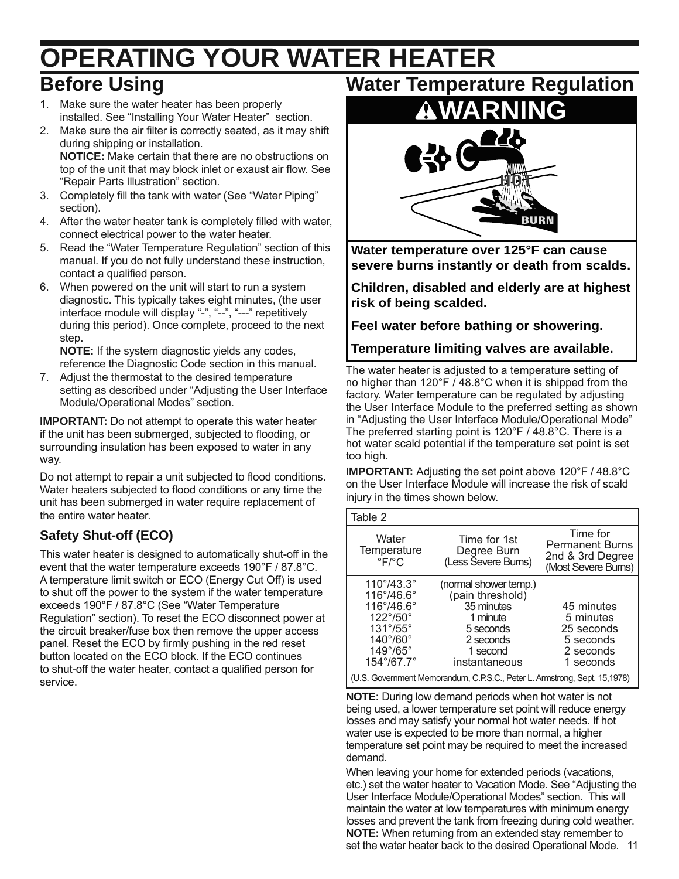# OPERATING YOUR WATER HEATER

## Before Using

1. Make sure the water heater has been properly installed. See "Installing Your Water Heater" section.
2. Make sure the air filter is correctly seated, as it may shift during shipping or installation.
   **NOTICE:** Make certain that there are no obstructions on top of the unit that may block inlet or exaust air flow. See "Repair Parts Illustration" section.
3. Completely fill the tank with water (See "Water Piping" section).
4. After the water heater tank is completely filled with water, connect electrical power to the water heater.
5. Read the "Water Temperature Regulation" section of this manual. If you do not fully understand these instruction, contact a qualified person.
6. When powered on the unit will start to run a system diagnostic. This typically takes eight minutes, (the user interface module will display "-", "--", "---" repetitively during this period). Once complete, proceed to the next step.
   **NOTE:** If the system diagnostic yields any codes, reference the Diagnostic Code section in this manual.
7. Adjust the thermostat to the desired temperature setting as described under "Adjusting the User Interface Module/Operational Modes" section.

**IMPORTANT:** Do not attempt to operate this water heater if the unit has been submerged, subjected to flooding, or surrounding insulation has been exposed to water in any way.

Do not attempt to repair a unit subjected to flood conditions. Water heaters subjected to flood conditions or any time the unit has been submerged in water require replacement of the entire water heater.

### Safety Shut-off (ECO)

This water heater is designed to automatically shut-off in the event that the water temperature exceeds 190°F / 87.8°C. A temperature limit switch or ECO (Energy Cut Off) is used to shut off the power to the system if the water temperature exceeds 190°F / 87.8°C (See "Water Temperature Regulation" section). To reset the ECO disconnect power at the circuit breaker/fuse box then remove the upper access panel. Reset the ECO by firmly pushing in the red reset button located on the ECO block. If the ECO continues to shut-off the water heater, contact a qualified person for service.

## Water Temperature Regulation

**⚠WARNING**

**Water temperature over 125°F can cause severe burns instantly or death from scalds.**

**Children, disabled and elderly are at highest risk of being scalded.**

**Feel water before bathing or showering.**

**Temperature limiting valves are available.**

The water heater is adjusted to a temperature setting of no higher than 120°F / 48.8°C when it is shipped from the factory. Water temperature can be regulated by adjusting the User Interface Module to the preferred setting as shown in "Adjusting the User Interface Module/Operational Mode" The preferred starting point is 120°F / 48.8°C. There is a hot water scald potential if the temperature set point is set too high.

**IMPORTANT:** Adjusting the set point above 120°F / 48.8°C on the User Interface Module will increase the risk of scald injury in the times shown below.

Table 2

| Water Temperature °F/°C | Time for 1st Degree Burn (Less Severe Burns) | Time for Permanent Burns 2nd & 3rd Degree (Most Severe Burns) |
|---|---|---|
| 110°/43.3° | (normal shower temp.) | |
| 116°/46.6° | (pain threshold) | |
| 116°/46.6° | 35 minutes | 45 minutes |
| 122°/50° | 1 minute | 5 minutes |
| 131°/55° | 5 seconds | 25 seconds |
| 140°/60° | 2 seconds | 5 seconds |
| 149°/65° | 1 second | 2 seconds |
| 154°/67.7° | instantaneous | 1 seconds |

(U.S. Government Memorandum, C.P.S.C., Peter L. Armstrong, Sept. 15,1978)

**NOTE:** During low demand periods when hot water is not being used, a lower temperature set point will reduce energy losses and may satisfy your normal hot water needs. If hot water use is expected to be more than normal, a higher temperature set point may be required to meet the increased demand.

When leaving your home for extended periods (vacations, etc.) set the water heater to Vacation Mode. See "Adjusting the User Interface Module/Operational Modes" section. This will maintain the water at low temperatures with minimum energy losses and prevent the tank from freezing during cold weather.
**NOTE:** When returning from an extended stay remember to set the water heater back to the desired Operational Mode.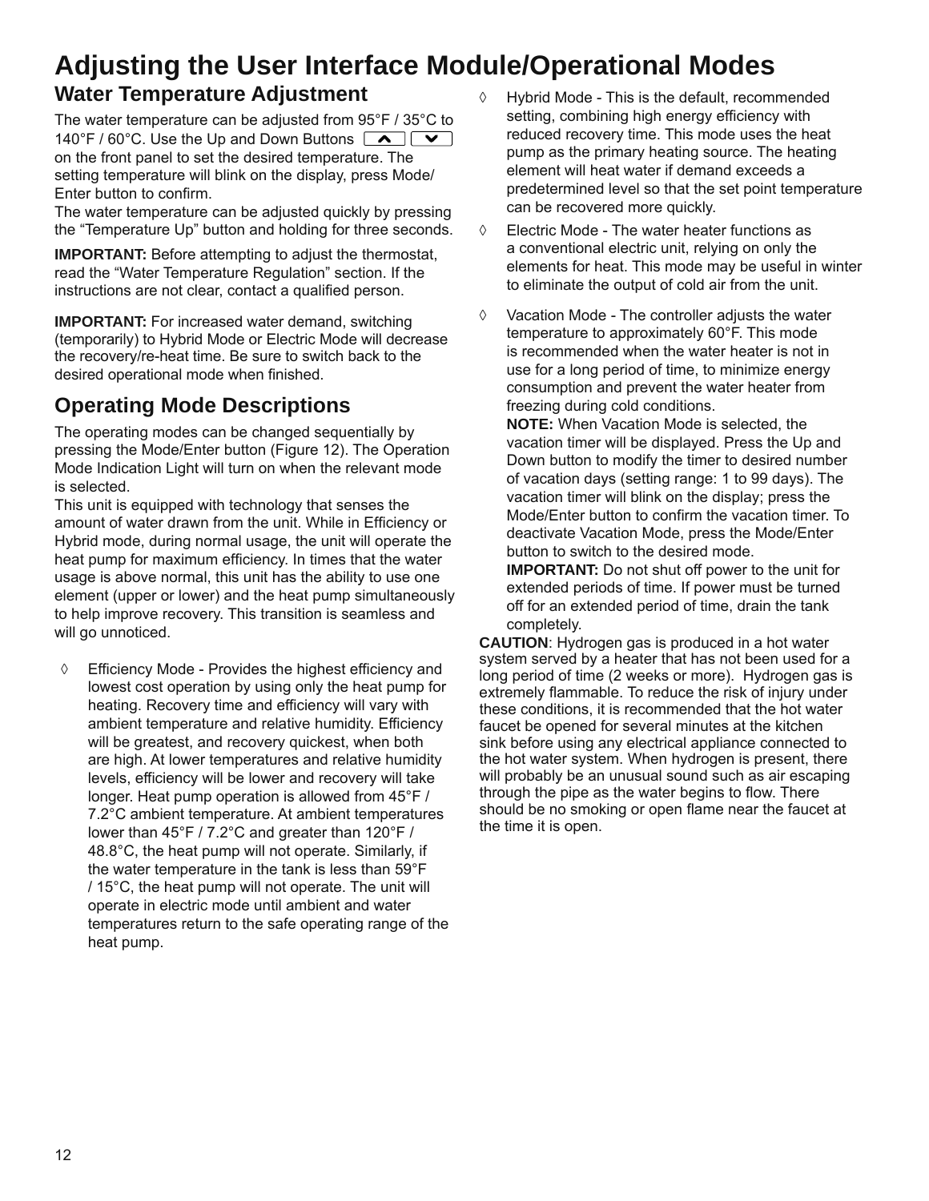# Adjusting the User Interface Module/Operational Modes

## Water Temperature Adjustment

The water temperature can be adjusted from 95°F / 35°C to 140°F / 60°C. Use the Up and Down Buttons [˄] [˅] on the front panel to set the desired temperature. The setting temperature will blink on the display, press Mode/Enter button to confirm.

The water temperature can be adjusted quickly by pressing the “Temperature Up” button and holding for three seconds.

**IMPORTANT:** Before attempting to adjust the thermostat, read the “Water Temperature Regulation” section. If the instructions are not clear, contact a qualified person.

**IMPORTANT:** For increased water demand, switching (temporarily) to Hybrid Mode or Electric Mode will decrease the recovery/re-heat time. Be sure to switch back to the desired operational mode when finished.

## Operating Mode Descriptions

The operating modes can be changed sequentially by pressing the Mode/Enter button (Figure 12). The Operation Mode Indication Light will turn on when the relevant mode is selected.

This unit is equipped with technology that senses the amount of water drawn from the unit. While in Efficiency or Hybrid mode, during normal usage, the unit will operate the heat pump for maximum efficiency. In times that the water usage is above normal, this unit has the ability to use one element (upper or lower) and the heat pump simultaneously to help improve recovery. This transition is seamless and will go unnoticed.

- Efficiency Mode - Provides the highest efficiency and lowest cost operation by using only the heat pump for heating. Recovery time and efficiency will vary with ambient temperature and relative humidity. Efficiency will be greatest, and recovery quickest, when both are high. At lower temperatures and relative humidity levels, efficiency will be lower and recovery will take longer. Heat pump operation is allowed from 45°F / 7.2°C ambient temperature. At ambient temperatures lower than 45°F / 7.2°C and greater than 120°F / 48.8°C, the heat pump will not operate. Similarly, if the water temperature in the tank is less than 59°F / 15°C, the heat pump will not operate. The unit will operate in electric mode until ambient and water temperatures return to the safe operating range of the heat pump.
- Hybrid Mode - This is the default, recommended setting, combining high energy efficiency with reduced recovery time. This mode uses the heat pump as the primary heating source. The heating element will heat water if demand exceeds a predetermined level so that the set point temperature can be recovered more quickly.
- Electric Mode - The water heater functions as a conventional electric unit, relying on only the elements for heat. This mode may be useful in winter to eliminate the output of cold air from the unit.
- Vacation Mode - The controller adjusts the water temperature to approximately 60°F. This mode is recommended when the water heater is not in use for a long period of time, to minimize energy consumption and prevent the water heater from freezing during cold conditions.

  **NOTE:** When Vacation Mode is selected, the vacation timer will be displayed. Press the Up and Down button to modify the timer to desired number of vacation days (setting range: 1 to 99 days). The vacation timer will blink on the display; press the Mode/Enter button to confirm the vacation timer. To deactivate Vacation Mode, press the Mode/Enter button to switch to the desired mode.

  **IMPORTANT:** Do not shut off power to the unit for extended periods of time. If power must be turned off for an extended period of time, drain the tank completely.

**CAUTION**: Hydrogen gas is produced in a hot water system served by a heater that has not been used for a long period of time (2 weeks or more). Hydrogen gas is extremely flammable. To reduce the risk of injury under these conditions, it is recommended that the hot water faucet be opened for several minutes at the kitchen sink before using any electrical appliance connected to the hot water system. When hydrogen is present, there will probably be an unusual sound such as air escaping through the pipe as the water begins to flow. There should be no smoking or open flame near the faucet at the time it is open.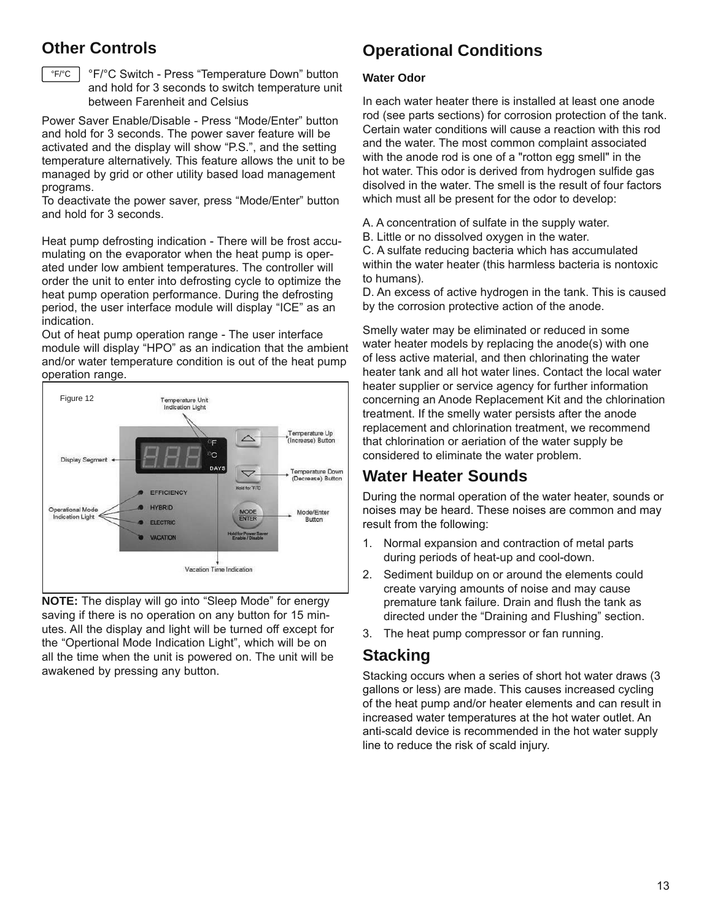## Other Controls

°F/°C — °F/°C Switch - Press “Temperature Down” button and hold for 3 seconds to switch temperature unit between Farenheit and Celsius

Power Saver Enable/Disable - Press “Mode/Enter” button and hold for 3 seconds. The power saver feature will be activated and the display will show “P.S.”, and the setting temperature alternatively. This feature allows the unit to be managed by grid or other utility based load management programs.
To deactivate the power saver, press “Mode/Enter” button and hold for 3 seconds.

Heat pump defrosting indication - There will be frost accumulating on the evaporator when the heat pump is operated under low ambient temperatures. The controller will order the unit to enter into defrosting cycle to optimize the heat pump operation performance. During the defrosting period, the user interface module will display “ICE” as an indication.
Out of heat pump operation range - The user interface module will display “HPO” as an indication that the ambient and/or water temperature condition is out of the heat pump operation range.

Figure 12

**NOTE:** The display will go into “Sleep Mode” for energy saving if there is no operation on any button for 15 minutes. All the display and light will be turned off except for the “Opertional Mode Indication Light”, which will be on all the time when the unit is powered on. The unit will be awakened by pressing any button.

## Operational Conditions

### Water Odor

In each water heater there is installed at least one anode rod (see parts sections) for corrosion protection of the tank. Certain water conditions will cause a reaction with this rod and the water. The most common complaint associated with the anode rod is one of a "rotton egg smell" in the hot water. This odor is derived from hydrogen sulfide gas disolved in the water. The smell is the result of four factors which must all be present for the odor to develop:

A. A concentration of sulfate in the supply water.
B. Little or no dissolved oxygen in the water.
C. A sulfate reducing bacteria which has accumulated within the water heater (this harmless bacteria is nontoxic to humans).
D. An excess of active hydrogen in the tank. This is caused by the corrosion protective action of the anode.

Smelly water may be eliminated or reduced in some water heater models by replacing the anode(s) with one of less active material, and then chlorinating the water heater tank and all hot water lines. Contact the local water heater supplier or service agency for further information concerning an Anode Replacement Kit and the chlorination treatment. If the smelly water persists after the anode replacement and chlorination treatment, we recommend that chlorination or aeration of the water supply be considered to eliminate the water problem.

## Water Heater Sounds

During the normal operation of the water heater, sounds or noises may be heard. These noises are common and may result from the following:

1. Normal expansion and contraction of metal parts during periods of heat-up and cool-down.
2. Sediment buildup on or around the elements could create varying amounts of noise and may cause premature tank failure. Drain and flush the tank as directed under the “Draining and Flushing” section.
3. The heat pump compressor or fan running.

## Stacking

Stacking occurs when a series of short hot water draws (3 gallons or less) are made. This causes increased cycling of the heat pump and/or heater elements and can result in increased water temperatures at the hot water outlet. An anti-scald device is recommended in the hot water supply line to reduce the risk of scald injury.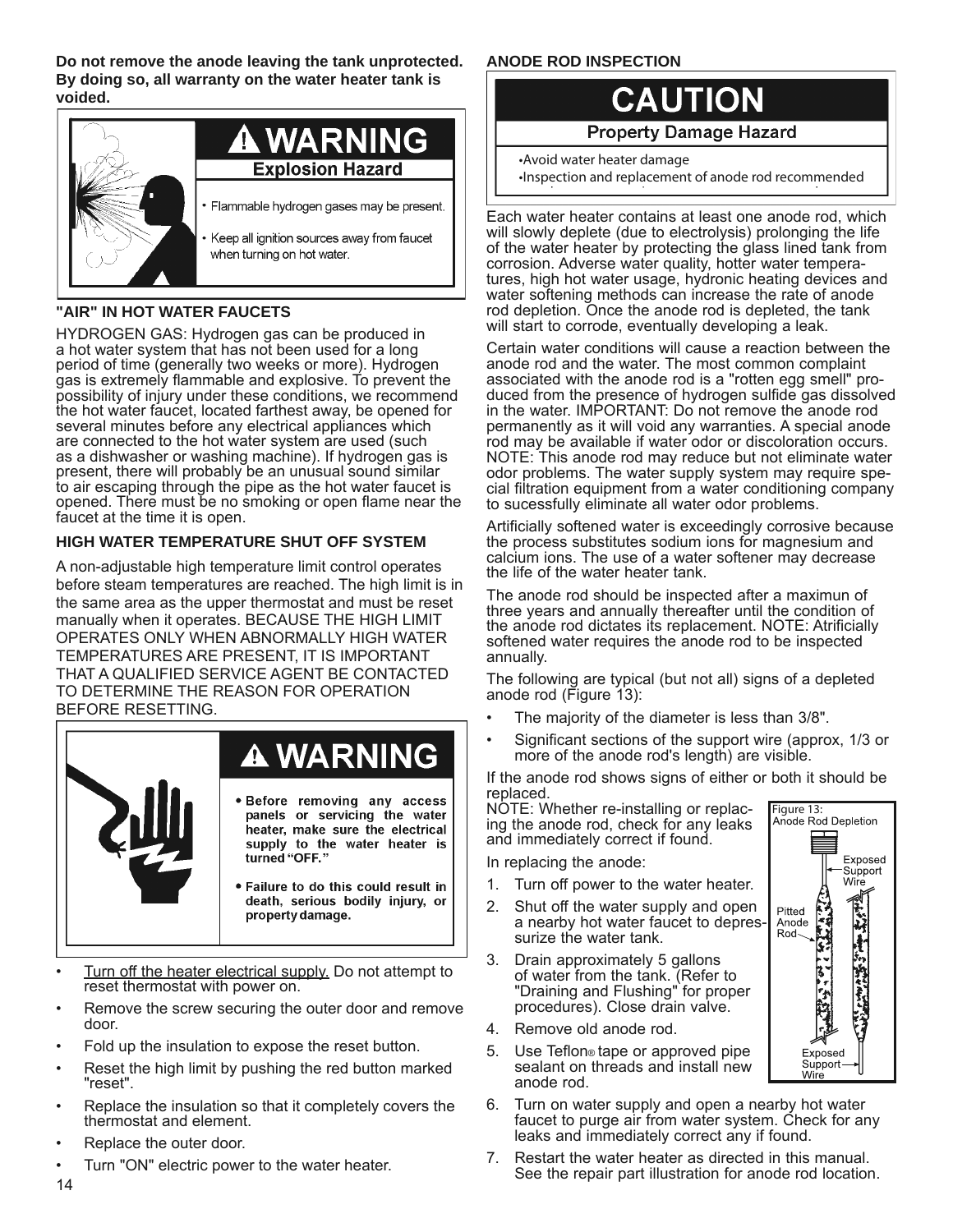**Do not remove the anode leaving the tank unprotected. By doing so, all warranty on the water heater tank is voided.**

**⚠ WARNING**

**Explosion Hazard**

- Flammable hydrogen gases may be present.
- Keep all ignition sources away from faucet when turning on hot water.

### "AIR" IN HOT WATER FAUCETS

HYDROGEN GAS: Hydrogen gas can be produced in a hot water system that has not been used for a long period of time (generally two weeks or more). Hydrogen gas is extremely flammable and explosive. To prevent the possibility of injury under these conditions, we recommend the hot water faucet, located farthest away, be opened for several minutes before any electrical appliances which are connected to the hot water system are used (such as a dishwasher or washing machine). If hydrogen gas is present, there will probably be an unusual sound similar to air escaping through the pipe as the hot water faucet is opened. There must be no smoking or open flame near the faucet at the time it is open.

### HIGH WATER TEMPERATURE SHUT OFF SYSTEM

A non-adjustable high temperature limit control operates before steam temperatures are reached. The high limit is in the same area as the upper thermostat and must be reset manually when it operates. BECAUSE THE HIGH LIMIT OPERATES ONLY WHEN ABNORMALLY HIGH WATER TEMPERATURES ARE PRESENT, IT IS IMPORTANT THAT A QUALIFIED SERVICE AGENT BE CONTACTED TO DETERMINE THE REASON FOR OPERATION BEFORE RESETTING.

**⚠ WARNING**

- **Before removing any access panels or servicing the water heater, make sure the electrical supply to the water heater is turned "OFF."**
- **Failure to do this could result in death, serious bodily injury, or property damage.**

- Turn off the heater electrical supply. Do not attempt to reset thermostat with power on.
- Remove the screw securing the outer door and remove door.
- Fold up the insulation to expose the reset button.
- Reset the high limit by pushing the red button marked "reset".
- Replace the insulation so that it completely covers the thermostat and element.
- Replace the outer door.
- Turn "ON" electric power to the water heater.

### ANODE ROD INSPECTION

**CAUTION**

**Property Damage Hazard**

- Avoid water heater damage
- Inspection and replacement of anode rod recommended

Each water heater contains at least one anode rod, which will slowly deplete (due to electrolysis) prolonging the life of the water heater by protecting the glass lined tank from corrosion. Adverse water quality, hotter water temperatures, high hot water usage, hydronic heating devices and water softening methods can increase the rate of anode rod depletion. Once the anode rod is depleted, the tank will start to corrode, eventually developing a leak.

Certain water conditions will cause a reaction between the anode rod and the water. The most common complaint associated with the anode rod is a "rotten egg smell" produced from the presence of hydrogen sulfide gas dissolved in the water. IMPORTANT: Do not remove the anode rod permanently as it will void any warranties. A special anode rod may be available if water odor or discoloration occurs. NOTE: This anode rod may reduce but not eliminate water odor problems. The water supply system may require special filtration equipment from a water conditioning company to sucessfully eliminate all water odor problems.

Artificially softened water is exceedingly corrosive because the process substitutes sodium ions for magnesium and calcium ions. The use of a water softener may decrease the life of the water heater tank.

The anode rod should be inspected after a maximun of three years and annually thereafter until the condition of the anode rod dictates its replacement. NOTE: Atrificially softened water requires the anode rod to be inspected annually.

The following are typical (but not all) signs of a depleted anode rod (Figure 13):

- The majority of the diameter is less than 3/8".
- Significant sections of the support wire (approx, 1/3 or more of the anode rod's length) are visible.

If the anode rod shows signs of either or both it should be replaced.

NOTE: Whether re-installing or replacing the anode rod, check for any leaks and immediately correct if found.

In replacing the anode:

1. Turn off power to the water heater.
2. Shut off the water supply and open a nearby hot water faucet to depressurize the water tank.
3. Drain approximately 5 gallons of water from the tank. (Refer to "Draining and Flushing" for proper procedures). Close drain valve.
4. Remove old anode rod.
5. Use Teflon® tape or approved pipe sealant on threads and install new anode rod.
6. Turn on water supply and open a nearby hot water faucet to purge air from water system. Check for any leaks and immediately correct any if found.
7. Restart the water heater as directed in this manual. See the repair part illustration for anode rod location.

Figure 13: Anode Rod Depletion

Exposed Support Wire

Pitted Anode Rod

Exposed Support Wire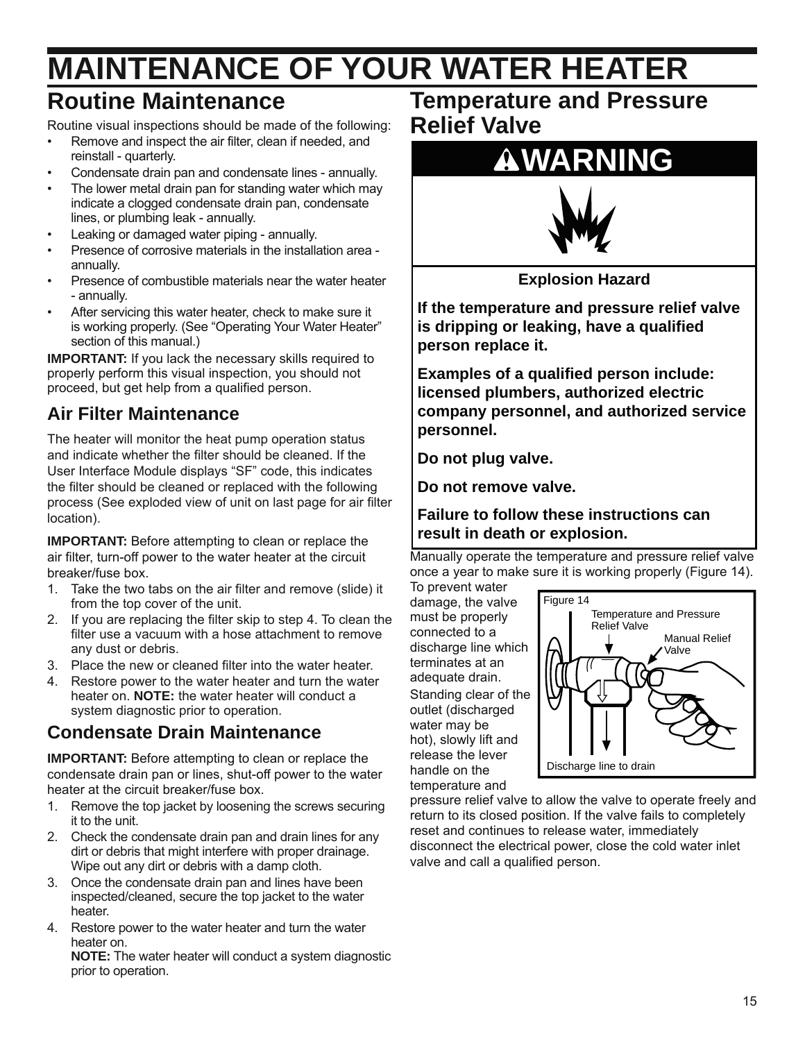# MAINTENANCE OF YOUR WATER HEATER

## Routine Maintenance

Routine visual inspections should be made of the following:

- Remove and inspect the air filter, clean if needed, and reinstall - quarterly.
- Condensate drain pan and condensate lines - annually.
- The lower metal drain pan for standing water which may indicate a clogged condensate drain pan, condensate lines, or plumbing leak - annually.
- Leaking or damaged water piping - annually.
- Presence of corrosive materials in the installation area - annually.
- Presence of combustible materials near the water heater - annually.
- After servicing this water heater, check to make sure it is working properly. (See "Operating Your Water Heater" section of this manual.)

**IMPORTANT:** If you lack the necessary skills required to properly perform this visual inspection, you should not proceed, but get help from a qualified person.

### Air Filter Maintenance

The heater will monitor the heat pump operation status and indicate whether the filter should be cleaned. If the User Interface Module displays "SF" code, this indicates the filter should be cleaned or replaced with the following process (See exploded view of unit on last page for air filter location).

**IMPORTANT:** Before attempting to clean or replace the air filter, turn-off power to the water heater at the circuit breaker/fuse box.

1. Take the two tabs on the air filter and remove (slide) it from the top cover of the unit.
2. If you are replacing the filter skip to step 4. To clean the filter use a vacuum with a hose attachment to remove any dust or debris.
3. Place the new or cleaned filter into the water heater.
4. Restore power to the water heater and turn the water heater on. **NOTE:** the water heater will conduct a system diagnostic prior to operation.

### Condensate Drain Maintenance

**IMPORTANT:** Before attempting to clean or replace the condensate drain pan or lines, shut-off power to the water heater at the circuit breaker/fuse box.

1. Remove the top jacket by loosening the screws securing it to the unit.
2. Check the condensate drain pan and drain lines for any dirt or debris that might interfere with proper drainage. Wipe out any dirt or debris with a damp cloth.
3. Once the condensate drain pan and lines have been inspected/cleaned, secure the top jacket to the water heater.
4. Restore power to the water heater and turn the water heater on.
   **NOTE:** The water heater will conduct a system diagnostic prior to operation.

## Temperature and Pressure Relief Valve

**⚠WARNING**

**Explosion Hazard**

**If the temperature and pressure relief valve is dripping or leaking, have a qualified person replace it.**

**Examples of a qualified person include: licensed plumbers, authorized electric company personnel, and authorized service personnel.**

**Do not plug valve.**

**Do not remove valve.**

**Failure to follow these instructions can result in death or explosion.**

Manually operate the temperature and pressure relief valve once a year to make sure it is working properly (Figure 14). To prevent water damage, the valve must be properly connected to a discharge line which terminates at an adequate drain.

Figure 14

Temperature and Pressure Relief Valve

Manual Relief Valve

Discharge line to drain

Standing clear of the outlet (discharged water may be hot), slowly lift and release the lever handle on the temperature and pressure relief valve to allow the valve to operate freely and return to its closed position. If the valve fails to completely reset and continues to release water, immediately disconnect the electrical power, close the cold water inlet valve and call a qualified person.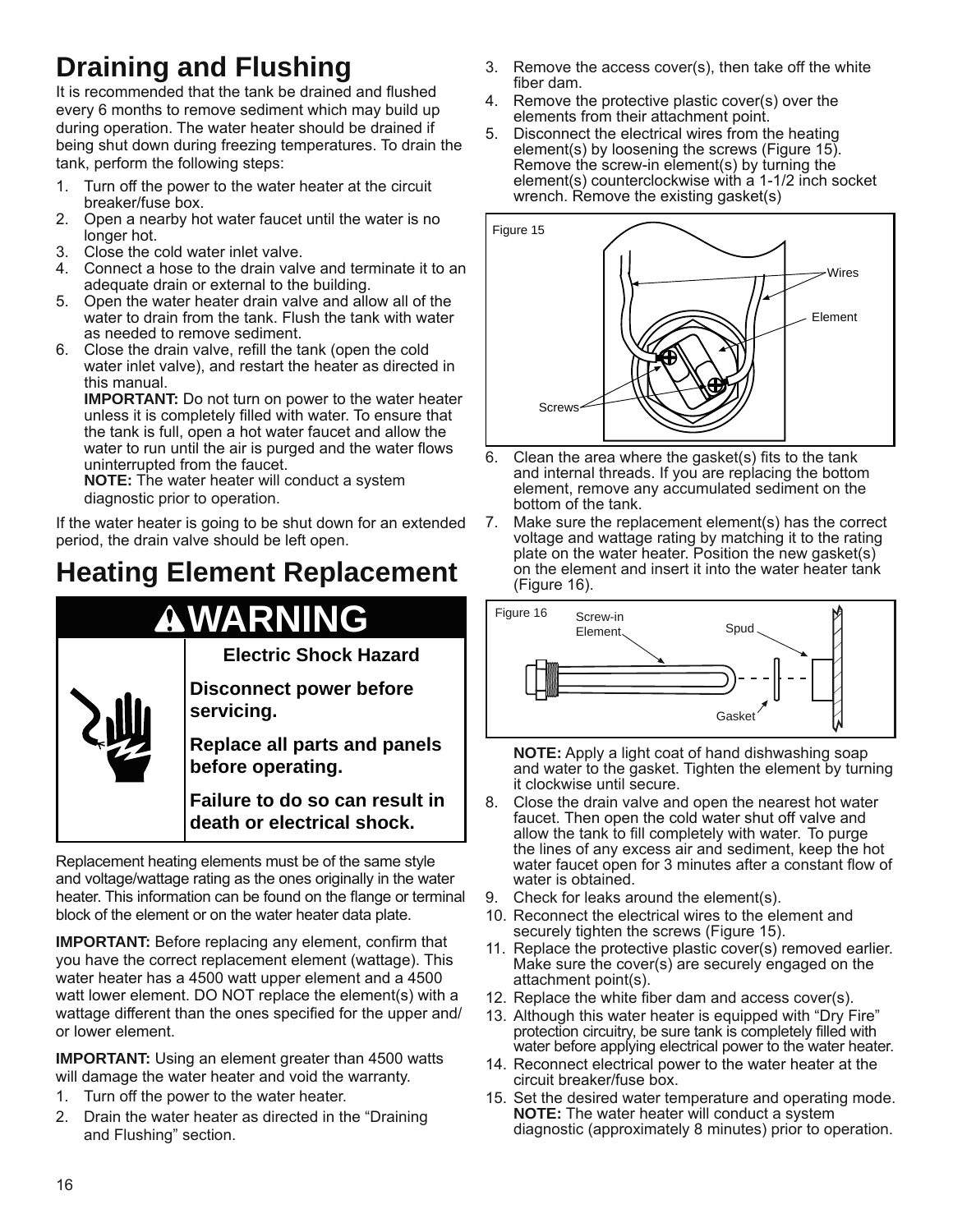# Draining and Flushing

It is recommended that the tank be drained and flushed every 6 months to remove sediment which may build up during operation. The water heater should be drained if being shut down during freezing temperatures. To drain the tank, perform the following steps:

1. Turn off the power to the water heater at the circuit breaker/fuse box.
2. Open a nearby hot water faucet until the water is no longer hot.
3. Close the cold water inlet valve.
4. Connect a hose to the drain valve and terminate it to an adequate drain or external to the building.
5. Open the water heater drain valve and allow all of the water to drain from the tank. Flush the tank with water as needed to remove sediment.
6. Close the drain valve, refill the tank (open the cold water inlet valve), and restart the heater as directed in this manual.
   **IMPORTANT:** Do not turn on power to the water heater unless it is completely filled with water. To ensure that the tank is full, open a hot water faucet and allow the water to run until the air is purged and the water flows uninterrupted from the faucet.
   **NOTE:** The water heater will conduct a system diagnostic prior to operation.

If the water heater is going to be shut down for an extended period, the drain valve should be left open.

# Heating Element Replacement

**⚠WARNING**

**Electric Shock Hazard**

**Disconnect power before servicing.**

**Replace all parts and panels before operating.**

**Failure to do so can result in death or electrical shock.**

Replacement heating elements must be of the same style and voltage/wattage rating as the ones originally in the water heater. This information can be found on the flange or terminal block of the element or on the water heater data plate.

**IMPORTANT:** Before replacing any element, confirm that you have the correct replacement element (wattage). This water heater has a 4500 watt upper element and a 4500 watt lower element. DO NOT replace the element(s) with a wattage different than the ones specified for the upper and/or lower element.

**IMPORTANT:** Using an element greater than 4500 watts will damage the water heater and void the warranty.

1. Turn off the power to the water heater.
2. Drain the water heater as directed in the “Draining and Flushing” section.
3. Remove the access cover(s), then take off the white fiber dam.
4. Remove the protective plastic cover(s) over the elements from their attachment point.
5. Disconnect the electrical wires from the heating element(s) by loosening the screws (Figure 15). Remove the screw-in element(s) by turning the element(s) counterclockwise with a 1-1/2 inch socket wrench. Remove the existing gasket(s)

Figure 15 — Wires, Element, Screws

6. Clean the area where the gasket(s) fits to the tank and internal threads. If you are replacing the bottom element, remove any accumulated sediment on the bottom of the tank.
7. Make sure the replacement element(s) has the correct voltage and wattage rating by matching it to the rating plate on the water heater. Position the new gasket(s) on the element and insert it into the water heater tank (Figure 16).

Figure 16 — Screw-in Element, Spud, Gasket

   **NOTE:** Apply a light coat of hand dishwashing soap and water to the gasket. Tighten the element by turning it clockwise until secure.

8. Close the drain valve and open the nearest hot water faucet. Then open the cold water shut off valve and allow the tank to fill completely with water. To purge the lines of any excess air and sediment, keep the hot water faucet open for 3 minutes after a constant flow of water is obtained.
9. Check for leaks around the element(s).
10. Reconnect the electrical wires to the element and securely tighten the screws (Figure 15).
11. Replace the protective plastic cover(s) removed earlier. Make sure the cover(s) are securely engaged on the attachment point(s).
12. Replace the white fiber dam and access cover(s).
13. Although this water heater is equipped with “Dry Fire” protection circuitry, be sure tank is completely filled with water before applying electrical power to the water heater.
14. Reconnect electrical power to the water heater at the circuit breaker/fuse box.
15. Set the desired water temperature and operating mode.
    **NOTE:** The water heater will conduct a system diagnostic (approximately 8 minutes) prior to operation.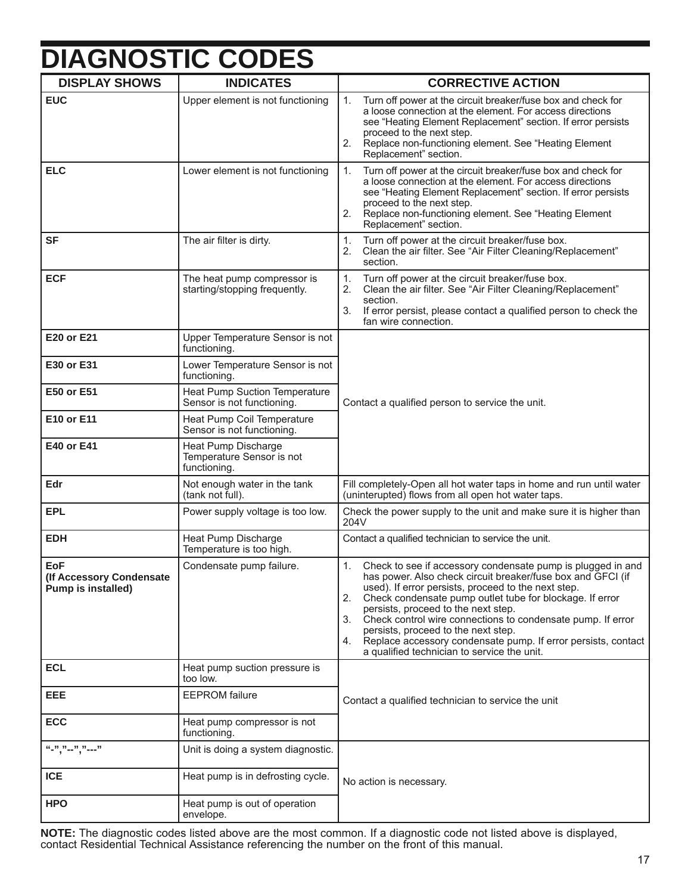# DIAGNOSTIC CODES

| DISPLAY SHOWS | INDICATES | CORRECTIVE ACTION |
|---|---|---|
| **EUC** | Upper element is not functioning | 1. Turn off power at the circuit breaker/fuse box and check for a loose connection at the element. For access directions see "Heating Element Replacement" section. If error persists proceed to the next step.<br>2. Replace non-functioning element. See "Heating Element Replacement" section. |
| **ELC** | Lower element is not functioning | 1. Turn off power at the circuit breaker/fuse box and check for a loose connection at the element. For access directions see "Heating Element Replacement" section. If error persists proceed to the next step.<br>2. Replace non-functioning element. See "Heating Element Replacement" section. |
| **SF** | The air filter is dirty. | 1. Turn off power at the circuit breaker/fuse box.<br>2. Clean the air filter. See "Air Filter Cleaning/Replacement" section. |
| **ECF** | The heat pump compressor is starting/stopping frequently. | 1. Turn off power at the circuit breaker/fuse box.<br>2. Clean the air filter. See "Air Filter Cleaning/Replacement" section.<br>3. If error persist, please contact a qualified person to check the fan wire connection. |
| **E20 or E21** | Upper Temperature Sensor is not functioning. | Contact a qualified person to service the unit. |
| **E30 or E31** | Lower Temperature Sensor is not functioning. | |
| **E50 or E51** | Heat Pump Suction Temperature Sensor is not functioning. | |
| **E10 or E11** | Heat Pump Coil Temperature Sensor is not functioning. | |
| **E40 or E41** | Heat Pump Discharge Temperature Sensor is not functioning. | |
| **Edr** | Not enough water in the tank (tank not full). | Fill completely-Open all hot water taps in home and run until water (uninterupted) flows from all open hot water taps. |
| **EPL** | Power supply voltage is too low. | Check the power supply to the unit and make sure it is higher than 204V |
| **EDH** | Heat Pump Discharge Temperature is too high. | Contact a qualified technician to service the unit. |
| **EoF (If Accessory Condensate Pump is installed)** | Condensate pump failure. | 1. Check to see if accessory condensate pump is plugged in and has power. Also check circuit breaker/fuse box and GFCI (if used). If error persists, proceed to the next step.<br>2. Check condensate pump outlet tube for blockage. If error persists, proceed to the next step.<br>3. Check control wire connections to condensate pump. If error persists, proceed to the next step.<br>4. Replace accessory condensate pump. If error persists, contact a qualified technician to service the unit. |
| **ECL** | Heat pump suction pressure is too low. | Contact a qualified technician to service the unit |
| **EEE** | EEPROM failure | |
| **ECC** | Heat pump compressor is not functioning. | |
| **"-","--","---"** | Unit is doing a system diagnostic. | No action is necessary. |
| **ICE** | Heat pump is in defrosting cycle. | |
| **HPO** | Heat pump is out of operation envelope. | |

**NOTE:** The diagnostic codes listed above are the most common. If a diagnostic code not listed above is displayed, contact Residential Technical Assistance referencing the number on the front of this manual.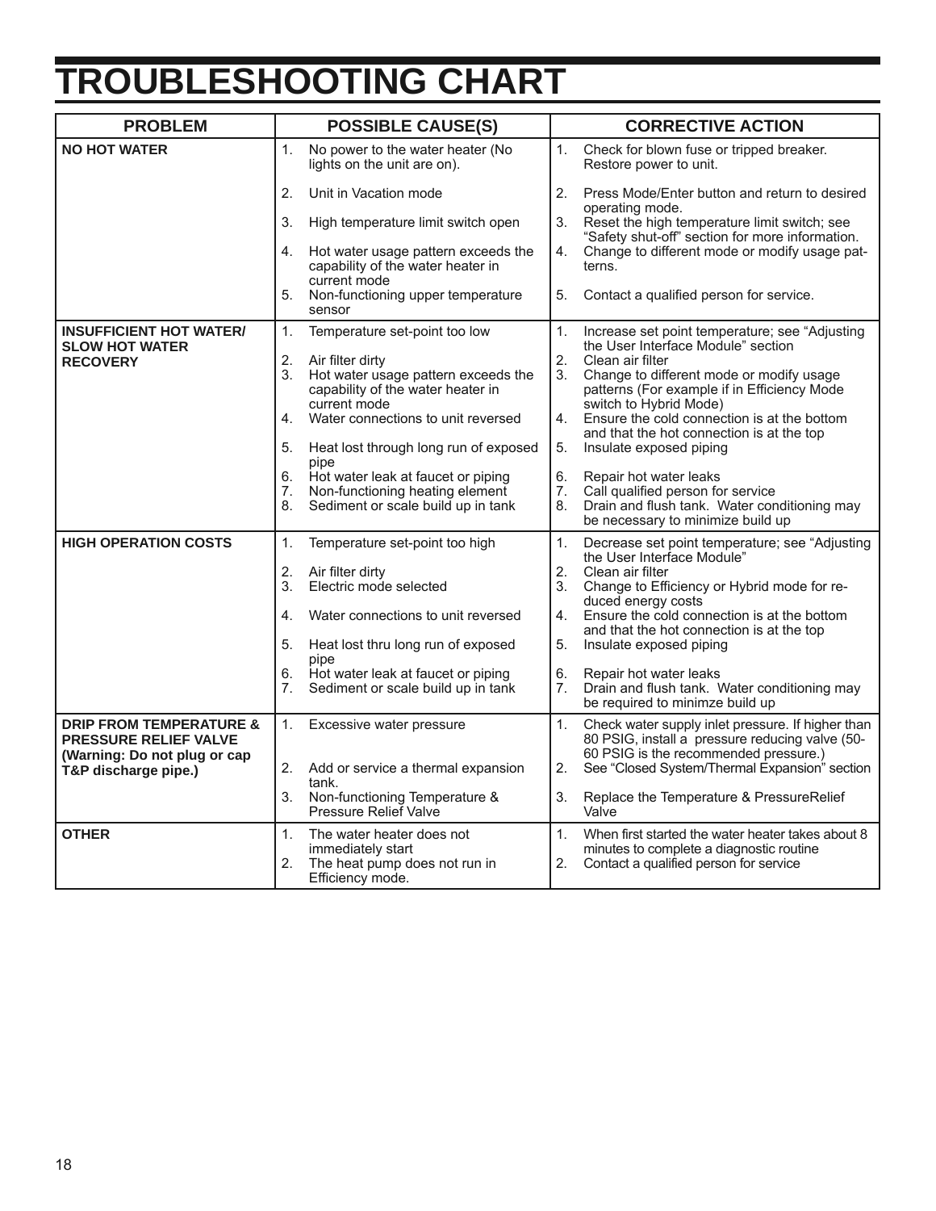# TROUBLESHOOTING CHART

| PROBLEM | POSSIBLE CAUSE(S) | CORRECTIVE ACTION |
|---|---|---|
| **NO HOT WATER** | 1. No power to the water heater (No lights on the unit are on).<br>2. Unit in Vacation mode<br>3. High temperature limit switch open<br>4. Hot water usage pattern exceeds the capability of the water heater in current mode<br>5. Non-functioning upper temperature sensor | 1. Check for blown fuse or tripped breaker. Restore power to unit.<br>2. Press Mode/Enter button and return to desired operating mode.<br>3. Reset the high temperature limit switch; see "Safety shut-off" section for more information.<br>4. Change to different mode or modify usage patterns.<br>5. Contact a qualified person for service. |
| **INSUFFICIENT HOT WATER/ SLOW HOT WATER RECOVERY** | 1. Temperature set-point too low<br>2. Air filter dirty<br>3. Hot water usage pattern exceeds the capability of the water heater in current mode<br>4. Water connections to unit reversed<br>5. Heat lost through long run of exposed pipe<br>6. Hot water leak at faucet or piping<br>7. Non-functioning heating element<br>8. Sediment or scale build up in tank | 1. Increase set point temperature; see "Adjusting the User Interface Module" section<br>2. Clean air filter<br>3. Change to different mode or modify usage patterns (For example if in Efficiency Mode switch to Hybrid Mode)<br>4. Ensure the cold connection is at the bottom and that the hot connection is at the top<br>5. Insulate exposed piping<br>6. Repair hot water leaks<br>7. Call qualified person for service<br>8. Drain and flush tank. Water conditioning may be necessary to minimize build up |
| **HIGH OPERATION COSTS** | 1. Temperature set-point too high<br>2. Air filter dirty<br>3. Electric mode selected<br>4. Water connections to unit reversed<br>5. Heat lost thru long run of exposed pipe<br>6. Hot water leak at faucet or piping<br>7. Sediment or scale build up in tank | 1. Decrease set point temperature; see "Adjusting the User Interface Module"<br>2. Clean air filter<br>3. Change to Efficiency or Hybrid mode for reduced energy costs<br>4. Ensure the cold connection is at the bottom and that the hot connection is at the top<br>5. Insulate exposed piping<br>6. Repair hot water leaks<br>7. Drain and flush tank. Water conditioning may be required to minimze build up |
| **DRIP FROM TEMPERATURE & PRESSURE RELIEF VALVE (Warning: Do not plug or cap T&P discharge pipe.)** | 1. Excessive water pressure<br>2. Add or service a thermal expansion tank.<br>3. Non-functioning Temperature & Pressure Relief Valve | 1. Check water supply inlet pressure. If higher than 80 PSIG, install a pressure reducing valve (50-60 PSIG is the recommended pressure.)<br>2. See "Closed System/Thermal Expansion" section<br>3. Replace the Temperature & PressureRelief Valve |
| **OTHER** | 1. The water heater does not immediately start<br>2. The heat pump does not run in Efficiency mode. | 1. When first started the water heater takes about 8 minutes to complete a diagnostic routine<br>2. Contact a qualified person for service |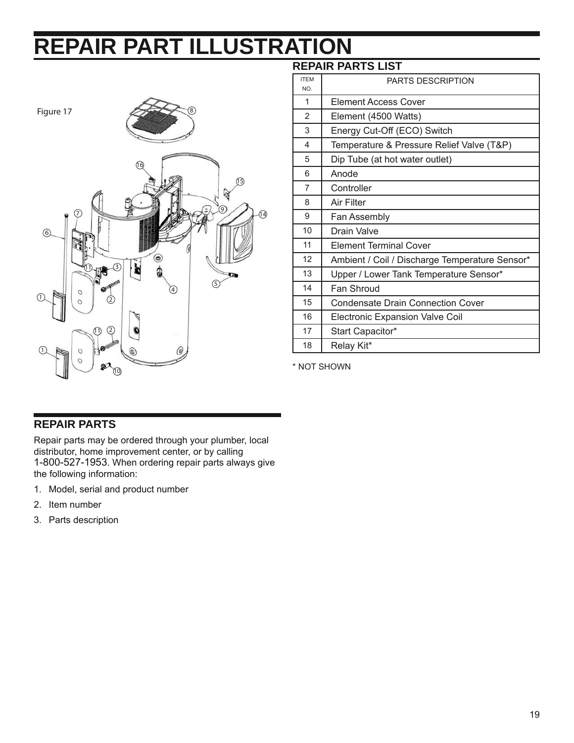# REPAIR PART ILLUSTRATION

Figure 17

## REPAIR PARTS LIST

| ITEM NO. | PARTS DESCRIPTION |
|---|---|
| 1 | Element Access Cover |
| 2 | Element (4500 Watts) |
| 3 | Energy Cut-Off (ECO) Switch |
| 4 | Temperature & Pressure Relief Valve (T&P) |
| 5 | Dip Tube (at hot water outlet) |
| 6 | Anode |
| 7 | Controller |
| 8 | Air Filter |
| 9 | Fan Assembly |
| 10 | Drain Valve |
| 11 | Element Terminal Cover |
| 12 | Ambient / Coil / Discharge Temperature Sensor* |
| 13 | Upper / Lower Tank Temperature Sensor* |
| 14 | Fan Shroud |
| 15 | Condensate Drain Connection Cover |
| 16 | Electronic Expansion Valve Coil |
| 17 | Start Capacitor* |
| 18 | Relay Kit* |

* NOT SHOWN

## REPAIR PARTS

Repair parts may be ordered through your plumber, local distributor, home improvement center, or by calling 1-800-527-1953. When ordering repair parts always give the following information:

1. Model, serial and product number
2. Item number
3. Parts description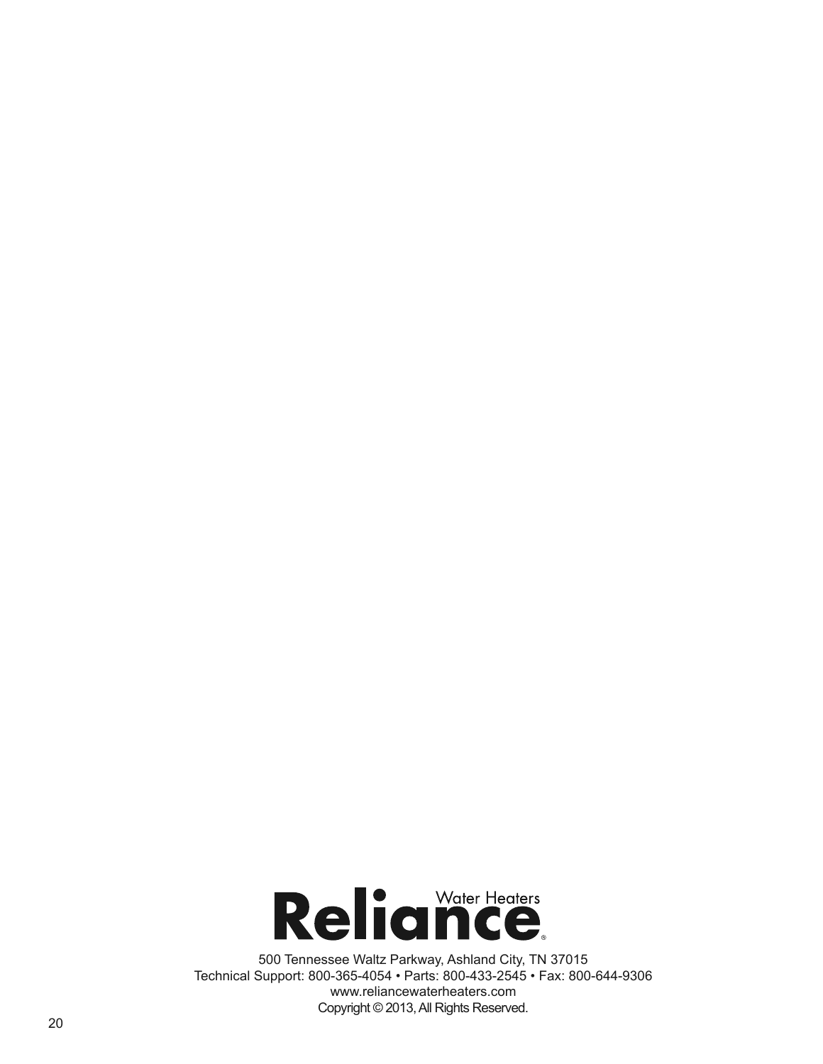**Reliance** Water Heaters®

500 Tennessee Waltz Parkway, Ashland City, TN 37015
Technical Support: 800-365-4054 • Parts: 800-433-2545 • Fax: 800-644-9306
www.reliancewaterheaters.com
Copyright © 2013, All Rights Reserved.